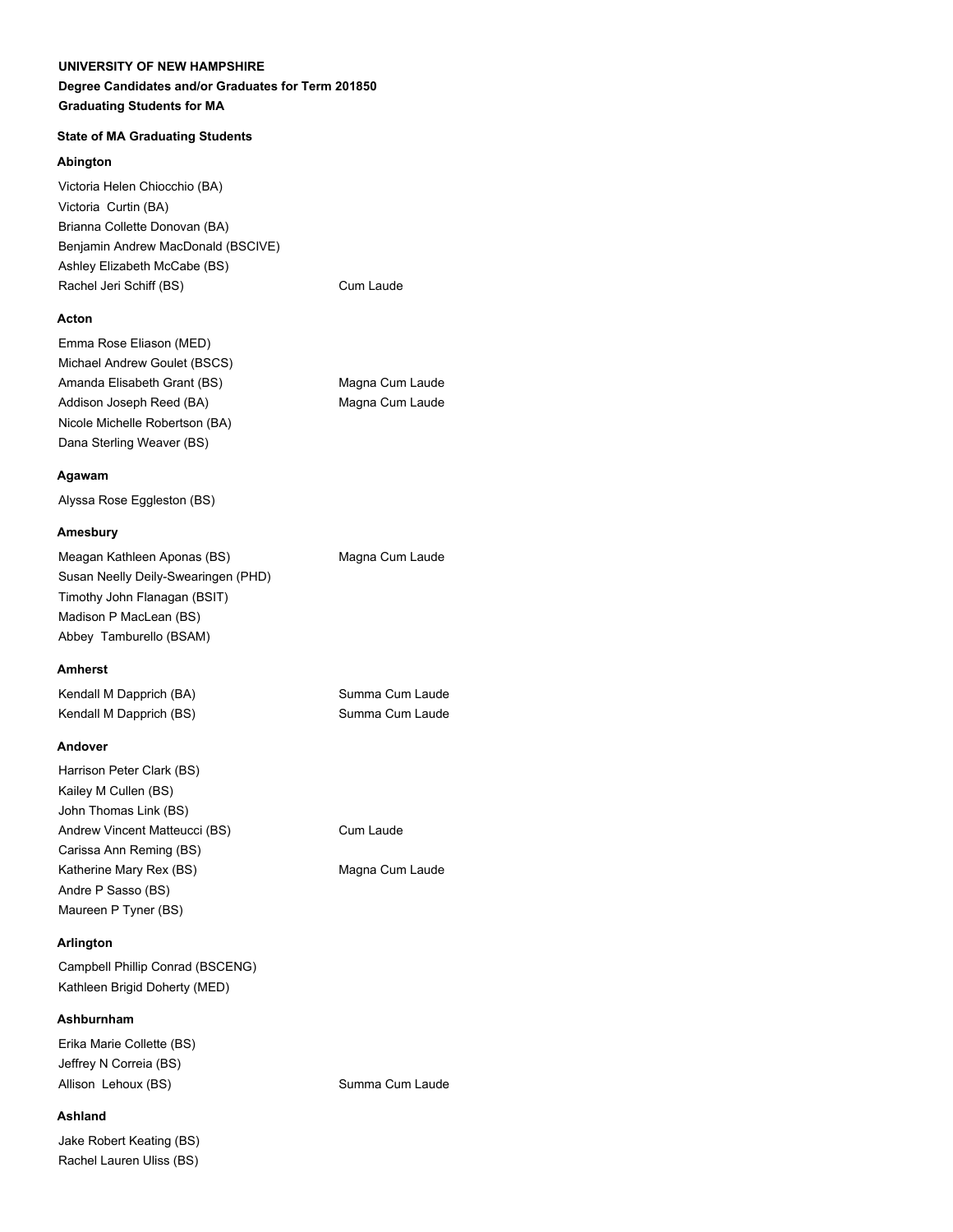**UNIVERSITY OF NEW HAMPSHIRE**

**Degree Candidates and/or Graduates for Term 201850**

**Graduating Students for MA**

**State of MA Graduating Students**

**Abington**

| | |
|---|---|
| Victoria Helen Chiocchio (BA) | |
| Victoria  Curtin (BA) | |
| Brianna Collette Donovan (BA) | |
| Benjamin Andrew MacDonald (BSCIVE) | |
| Ashley Elizabeth McCabe (BS) | |
| Rachel Jeri Schiff (BS) | Cum Laude |

**Acton**

| | |
|---|---|
| Emma Rose Eliason (MED) | |
| Michael Andrew Goulet (BSCS) | |
| Amanda Elisabeth Grant (BS) | Magna Cum Laude |
| Addison Joseph Reed (BA) | Magna Cum Laude |
| Nicole Michelle Robertson (BA) | |
| Dana Sterling Weaver (BS) | |

**Agawam**

| | |
|---|---|
| Alyssa Rose Eggleston (BS) | |

**Amesbury**

| | |
|---|---|
| Meagan Kathleen Aponas (BS) | Magna Cum Laude |
| Susan Neelly Deily-Swearingen (PHD) | |
| Timothy John Flanagan (BSIT) | |
| Madison P MacLean (BS) | |
| Abbey  Tamburello (BSAM) | |

**Amherst**

| | |
|---|---|
| Kendall M Dapprich (BA) | Summa Cum Laude |
| Kendall M Dapprich (BS) | Summa Cum Laude |

**Andover**

| | |
|---|---|
| Harrison Peter Clark (BS) | |
| Kailey M Cullen (BS) | |
| John Thomas Link (BS) | |
| Andrew Vincent Matteucci (BS) | Cum Laude |
| Carissa Ann Reming (BS) | |
| Katherine Mary Rex (BS) | Magna Cum Laude |
| Andre P Sasso (BS) | |
| Maureen P Tyner (BS) | |

**Arlington**

| | |
|---|---|
| Campbell Phillip Conrad (BSCENG) | |
| Kathleen Brigid Doherty (MED) | |

**Ashburnham**

| | |
|---|---|
| Erika Marie Collette (BS) | |
| Jeffrey N Correia (BS) | |
| Allison  Lehoux (BS) | Summa Cum Laude |

**Ashland**

| | |
|---|---|
| Jake Robert Keating (BS) | |
| Rachel Lauren Uliss (BS) | |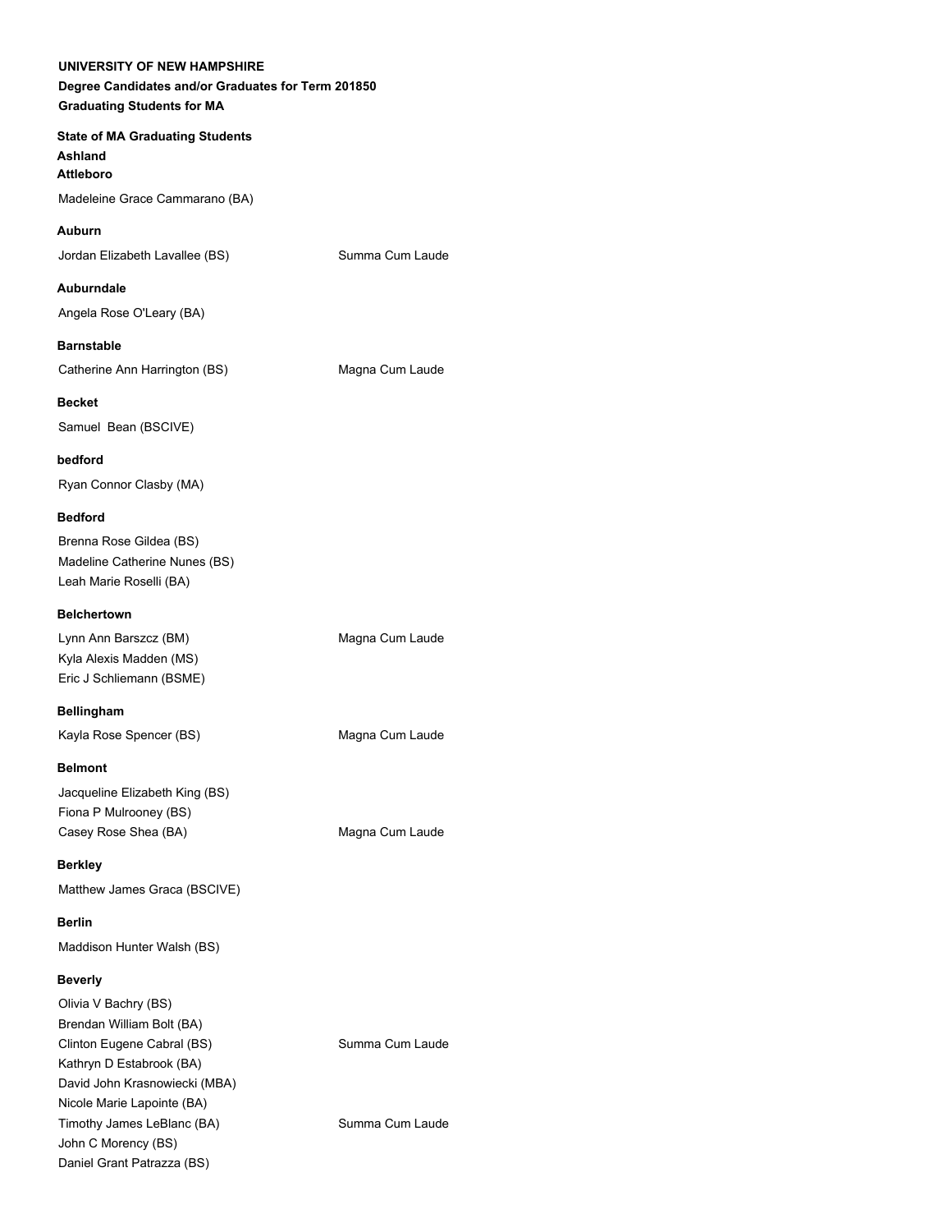**UNIVERSITY OF NEW HAMPSHIRE**

**Degree Candidates and/or Graduates for Term 201850**

**Graduating Students for MA**

**State of MA Graduating Students**

**Ashland**

**Attleboro**

Madeleine Grace Cammarano (BA)

**Auburn**

Jordan Elizabeth Lavallee (BS) Summa Cum Laude

**Auburndale**

Angela Rose O'Leary (BA)

**Barnstable**

Catherine Ann Harrington (BS) Magna Cum Laude

**Becket**

Samuel Bean (BSCIVE)

**bedford**

Ryan Connor Clasby (MA)

**Bedford**

Brenna Rose Gildea (BS)
Madeline Catherine Nunes (BS)
Leah Marie Roselli (BA)

**Belchertown**

Lynn Ann Barszcz (BM) Magna Cum Laude
Kyla Alexis Madden (MS)
Eric J Schliemann (BSME)

**Bellingham**

Kayla Rose Spencer (BS) Magna Cum Laude

**Belmont**

Jacqueline Elizabeth King (BS)
Fiona P Mulrooney (BS)
Casey Rose Shea (BA) Magna Cum Laude

**Berkley**

Matthew James Graca (BSCIVE)

**Berlin**

Maddison Hunter Walsh (BS)

**Beverly**

Olivia V Bachry (BS)
Brendan William Bolt (BA)
Clinton Eugene Cabral (BS) Summa Cum Laude
Kathryn D Estabrook (BA)
David John Krasnowiecki (MBA)
Nicole Marie Lapointe (BA)
Timothy James LeBlanc (BA) Summa Cum Laude
John C Morency (BS)
Daniel Grant Patrazza (BS)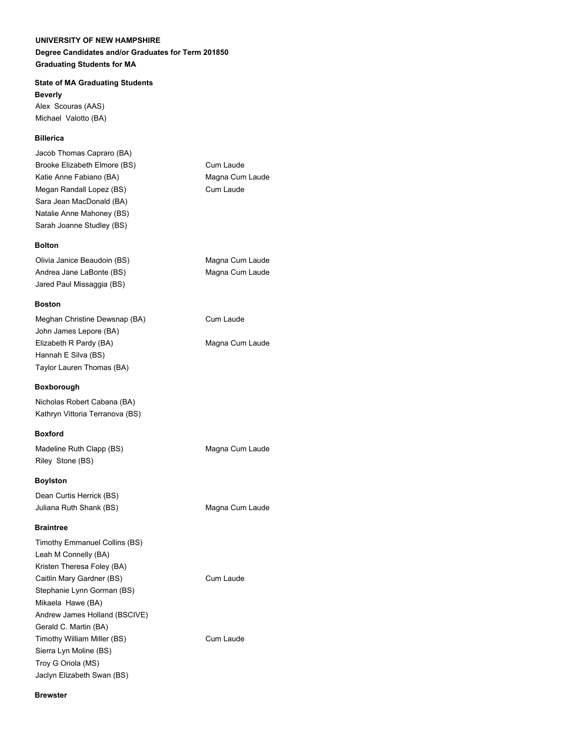**UNIVERSITY OF NEW HAMPSHIRE**

**Degree Candidates and/or Graduates for Term 201850**

**Graduating Students for MA**

**State of MA Graduating Students**

**Beverly**

Alex Scouras (AAS)
Michael Valotto (BA)

**Billerica**

| | |
|---|---|
| Jacob Thomas Capraro (BA) | |
| Brooke Elizabeth Elmore (BS) | Cum Laude |
| Katie Anne Fabiano (BA) | Magna Cum Laude |
| Megan Randall Lopez (BS) | Cum Laude |
| Sara Jean MacDonald (BA) | |
| Natalie Anne Mahoney (BS) | |
| Sarah Joanne Studley (BS) | |

**Bolton**

| | |
|---|---|
| Olivia Janice Beaudoin (BS) | Magna Cum Laude |
| Andrea Jane LaBonte (BS) | Magna Cum Laude |
| Jared Paul Missaggia (BS) | |

**Boston**

| | |
|---|---|
| Meghan Christine Dewsnap (BA) | Cum Laude |
| John James Lepore (BA) | |
| Elizabeth R Pardy (BA) | Magna Cum Laude |
| Hannah E Silva (BS) | |
| Taylor Lauren Thomas (BA) | |

**Boxborough**

Nicholas Robert Cabana (BA)
Kathryn Vittoria Terranova (BS)

**Boxford**

| | |
|---|---|
| Madeline Ruth Clapp (BS) | Magna Cum Laude |
| Riley Stone (BS) | |

**Boylston**

| | |
|---|---|
| Dean Curtis Herrick (BS) | |
| Juliana Ruth Shank (BS) | Magna Cum Laude |

**Braintree**

| | |
|---|---|
| Timothy Emmanuel Collins (BS) | |
| Leah M Connelly (BA) | |
| Kristen Theresa Foley (BA) | |
| Caitlin Mary Gardner (BS) | Cum Laude |
| Stephanie Lynn Gorman (BS) | |
| Mikaela Hawe (BA) | |
| Andrew James Holland (BSCIVE) | |
| Gerald C. Martin (BA) | |
| Timothy William Miller (BS) | Cum Laude |
| Sierra Lyn Moline (BS) | |
| Troy G Oriola (MS) | |
| Jaclyn Elizabeth Swan (BS) | |

**Brewster**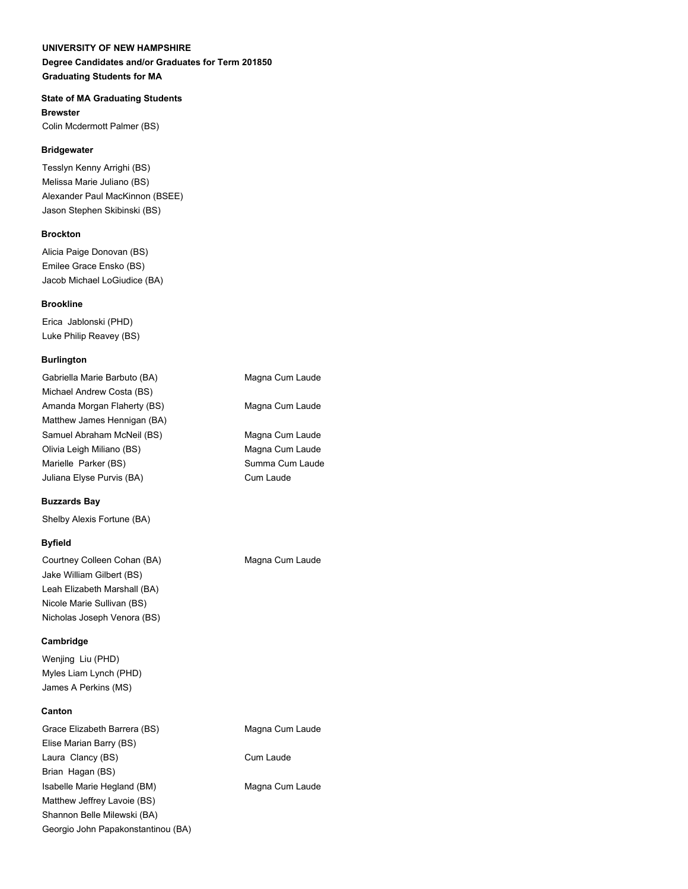**UNIVERSITY OF NEW HAMPSHIRE**
**Degree Candidates and/or Graduates for Term 201850**
**Graduating Students for MA**

**State of MA Graduating Students**

**Brewster**

Colin Mcdermott Palmer (BS)

**Bridgewater**

Tesslyn Kenny Arrighi (BS)
Melissa Marie Juliano (BS)
Alexander Paul MacKinnon (BSEE)
Jason Stephen Skibinski (BS)

**Brockton**

Alicia Paige Donovan (BS)
Emilee Grace Ensko (BS)
Jacob Michael LoGiudice (BA)

**Brookline**

Erica Jablonski (PHD)
Luke Philip Reavey (BS)

**Burlington**

| | |
|---|---|
| Gabriella Marie Barbuto (BA) | Magna Cum Laude |
| Michael Andrew Costa (BS) | |
| Amanda Morgan Flaherty (BS) | Magna Cum Laude |
| Matthew James Hennigan (BA) | |
| Samuel Abraham McNeil (BS) | Magna Cum Laude |
| Olivia Leigh Miliano (BS) | Magna Cum Laude |
| Marielle Parker (BS) | Summa Cum Laude |
| Juliana Elyse Purvis (BA) | Cum Laude |

**Buzzards Bay**

Shelby Alexis Fortune (BA)

**Byfield**

| | |
|---|---|
| Courtney Colleen Cohan (BA) | Magna Cum Laude |
| Jake William Gilbert (BS) | |
| Leah Elizabeth Marshall (BA) | |
| Nicole Marie Sullivan (BS) | |
| Nicholas Joseph Venora (BS) | |

**Cambridge**

Wenjing Liu (PHD)
Myles Liam Lynch (PHD)
James A Perkins (MS)

**Canton**

| | |
|---|---|
| Grace Elizabeth Barrera (BS) | Magna Cum Laude |
| Elise Marian Barry (BS) | |
| Laura Clancy (BS) | Cum Laude |
| Brian Hagan (BS) | |
| Isabelle Marie Hegland (BM) | Magna Cum Laude |
| Matthew Jeffrey Lavoie (BS) | |
| Shannon Belle Milewski (BA) | |
| Georgio John Papakonstantinou (BA) | |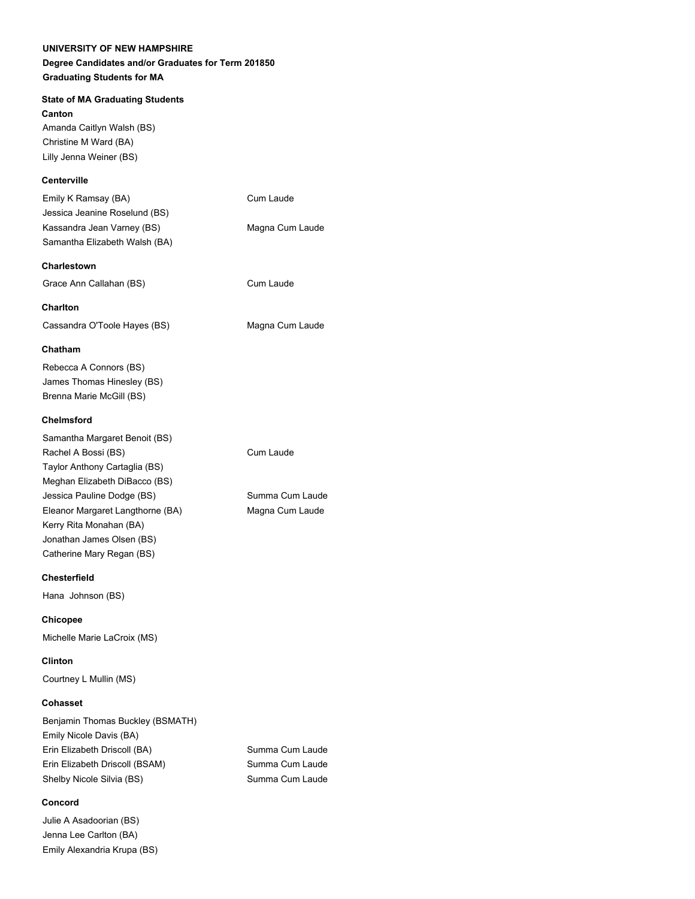**UNIVERSITY OF NEW HAMPSHIRE**

**Degree Candidates and/or Graduates for Term 201850**

**Graduating Students for MA**

**State of MA Graduating Students**

**Canton**

Amanda Caitlyn Walsh (BS)
Christine M Ward (BA)
Lilly Jenna Weiner (BS)

**Centerville**

| | |
|---|---|
| Emily K Ramsay (BA) | Cum Laude |
| Jessica Jeanine Roselund (BS) | |
| Kassandra Jean Varney (BS) | Magna Cum Laude |
| Samantha Elizabeth Walsh (BA) | |

**Charlestown**

| | |
|---|---|
| Grace Ann Callahan (BS) | Cum Laude |

**Charlton**

| | |
|---|---|
| Cassandra O'Toole Hayes (BS) | Magna Cum Laude |

**Chatham**

Rebecca A Connors (BS)
James Thomas Hinesley (BS)
Brenna Marie McGill (BS)

**Chelmsford**

| | |
|---|---|
| Samantha Margaret Benoit (BS) | |
| Rachel A Bossi (BS) | Cum Laude |
| Taylor Anthony Cartaglia (BS) | |
| Meghan Elizabeth DiBacco (BS) | |
| Jessica Pauline Dodge (BS) | Summa Cum Laude |
| Eleanor Margaret Langthorne (BA) | Magna Cum Laude |
| Kerry Rita Monahan (BA) | |
| Jonathan James Olsen (BS) | |
| Catherine Mary Regan (BS) | |

**Chesterfield**

Hana Johnson (BS)

**Chicopee**

Michelle Marie LaCroix (MS)

**Clinton**

Courtney L Mullin (MS)

**Cohasset**

| | |
|---|---|
| Benjamin Thomas Buckley (BSMATH) | |
| Emily Nicole Davis (BA) | |
| Erin Elizabeth Driscoll (BA) | Summa Cum Laude |
| Erin Elizabeth Driscoll (BSAM) | Summa Cum Laude |
| Shelby Nicole Silvia (BS) | Summa Cum Laude |

**Concord**

Julie A Asadoorian (BS)
Jenna Lee Carlton (BA)
Emily Alexandria Krupa (BS)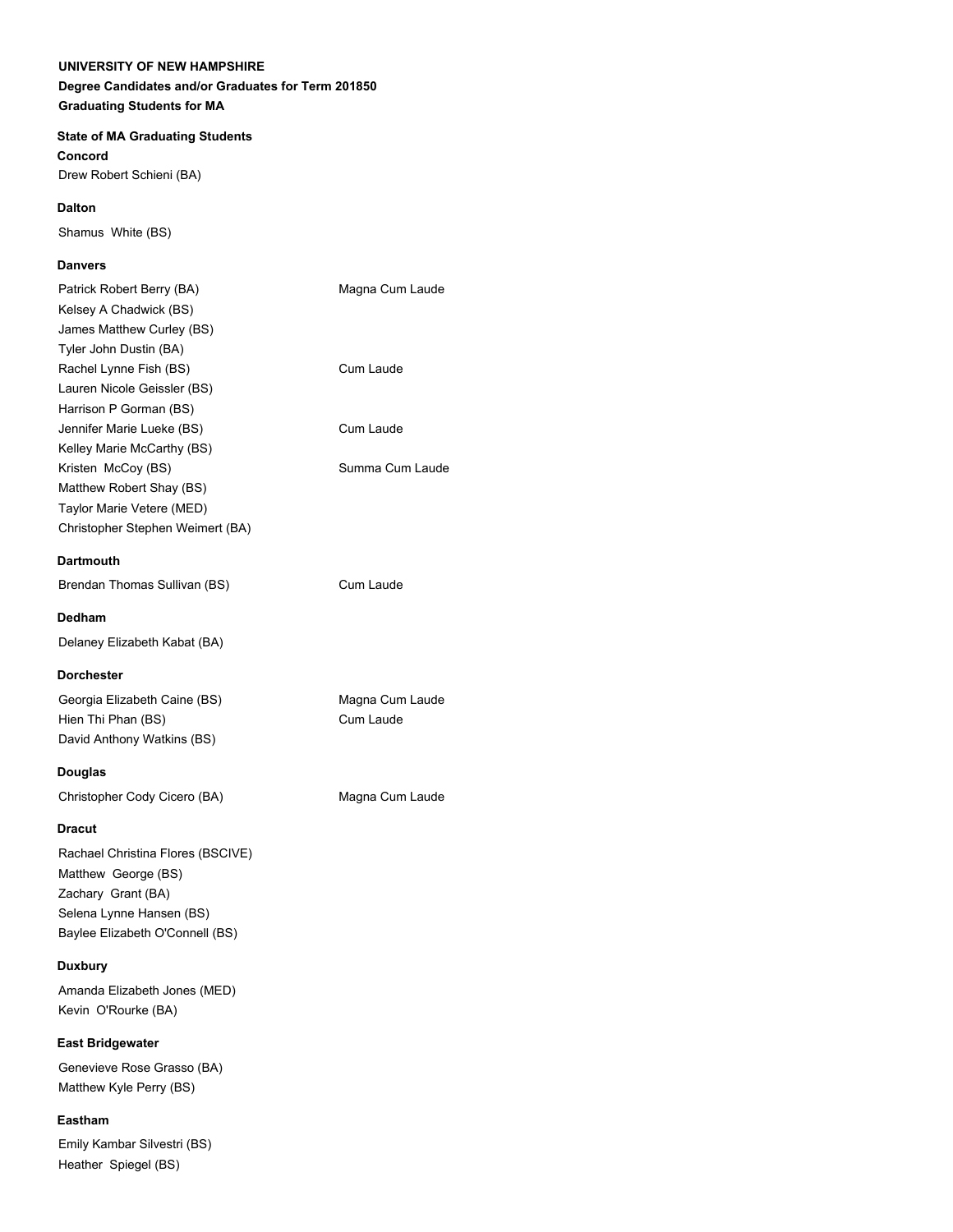**UNIVERSITY OF NEW HAMPSHIRE**

**Degree Candidates and/or Graduates for Term 201850**

**Graduating Students for MA**

**State of MA Graduating Students**

**Concord**

Drew Robert Schieni (BA)

**Dalton**

Shamus White (BS)

**Danvers**

| | |
|---|---|
| Patrick Robert Berry (BA) | Magna Cum Laude |
| Kelsey A Chadwick (BS) | |
| James Matthew Curley (BS) | |
| Tyler John Dustin (BA) | |
| Rachel Lynne Fish (BS) | Cum Laude |
| Lauren Nicole Geissler (BS) | |
| Harrison P Gorman (BS) | |
| Jennifer Marie Lueke (BS) | Cum Laude |
| Kelley Marie McCarthy (BS) | |
| Kristen McCoy (BS) | Summa Cum Laude |
| Matthew Robert Shay (BS) | |
| Taylor Marie Vetere (MED) | |
| Christopher Stephen Weimert (BA) | |

**Dartmouth**

| | |
|---|---|
| Brendan Thomas Sullivan (BS) | Cum Laude |

**Dedham**

Delaney Elizabeth Kabat (BA)

**Dorchester**

| | |
|---|---|
| Georgia Elizabeth Caine (BS) | Magna Cum Laude |
| Hien Thi Phan (BS) | Cum Laude |
| David Anthony Watkins (BS) | |

**Douglas**

| | |
|---|---|
| Christopher Cody Cicero (BA) | Magna Cum Laude |

**Dracut**

Rachael Christina Flores (BSCIVE)
Matthew George (BS)
Zachary Grant (BA)
Selena Lynne Hansen (BS)
Baylee Elizabeth O'Connell (BS)

**Duxbury**

Amanda Elizabeth Jones (MED)
Kevin O'Rourke (BA)

**East Bridgewater**

Genevieve Rose Grasso (BA)
Matthew Kyle Perry (BS)

**Eastham**

Emily Kambar Silvestri (BS)
Heather Spiegel (BS)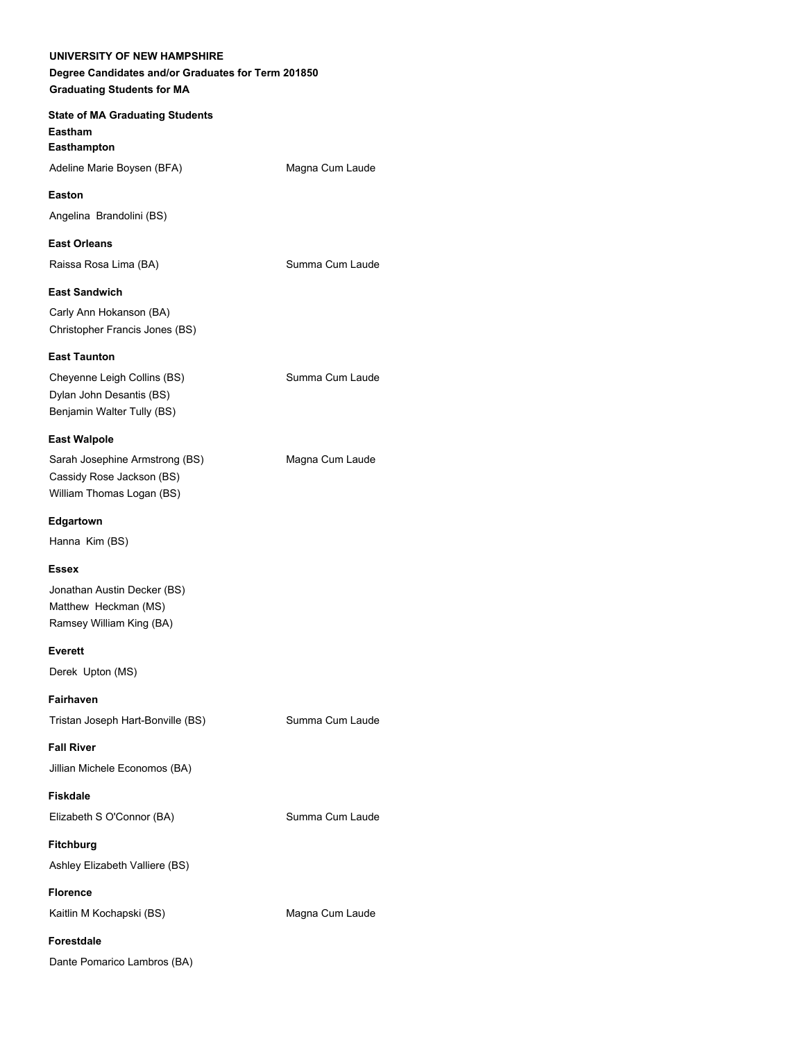**UNIVERSITY OF NEW HAMPSHIRE**

**Degree Candidates and/or Graduates for Term 201850**

**Graduating Students for MA**

**State of MA Graduating Students**

**Eastham**

**Easthampton**

Adeline Marie Boysen (BFA) Magna Cum Laude

**Easton**

Angelina Brandolini (BS)

**East Orleans**

Raissa Rosa Lima (BA) Summa Cum Laude

**East Sandwich**

Carly Ann Hokanson (BA)
Christopher Francis Jones (BS)

**East Taunton**

Cheyenne Leigh Collins (BS) Summa Cum Laude
Dylan John Desantis (BS)
Benjamin Walter Tully (BS)

**East Walpole**

Sarah Josephine Armstrong (BS) Magna Cum Laude
Cassidy Rose Jackson (BS)
William Thomas Logan (BS)

**Edgartown**

Hanna Kim (BS)

**Essex**

Jonathan Austin Decker (BS)
Matthew Heckman (MS)
Ramsey William King (BA)

**Everett**

Derek Upton (MS)

**Fairhaven**

Tristan Joseph Hart-Bonville (BS) Summa Cum Laude

**Fall River**

Jillian Michele Economos (BA)

**Fiskdale**

Elizabeth S O'Connor (BA) Summa Cum Laude

**Fitchburg**

Ashley Elizabeth Valliere (BS)

**Florence**

Kaitlin M Kochapski (BS) Magna Cum Laude

**Forestdale**

Dante Pomarico Lambros (BA)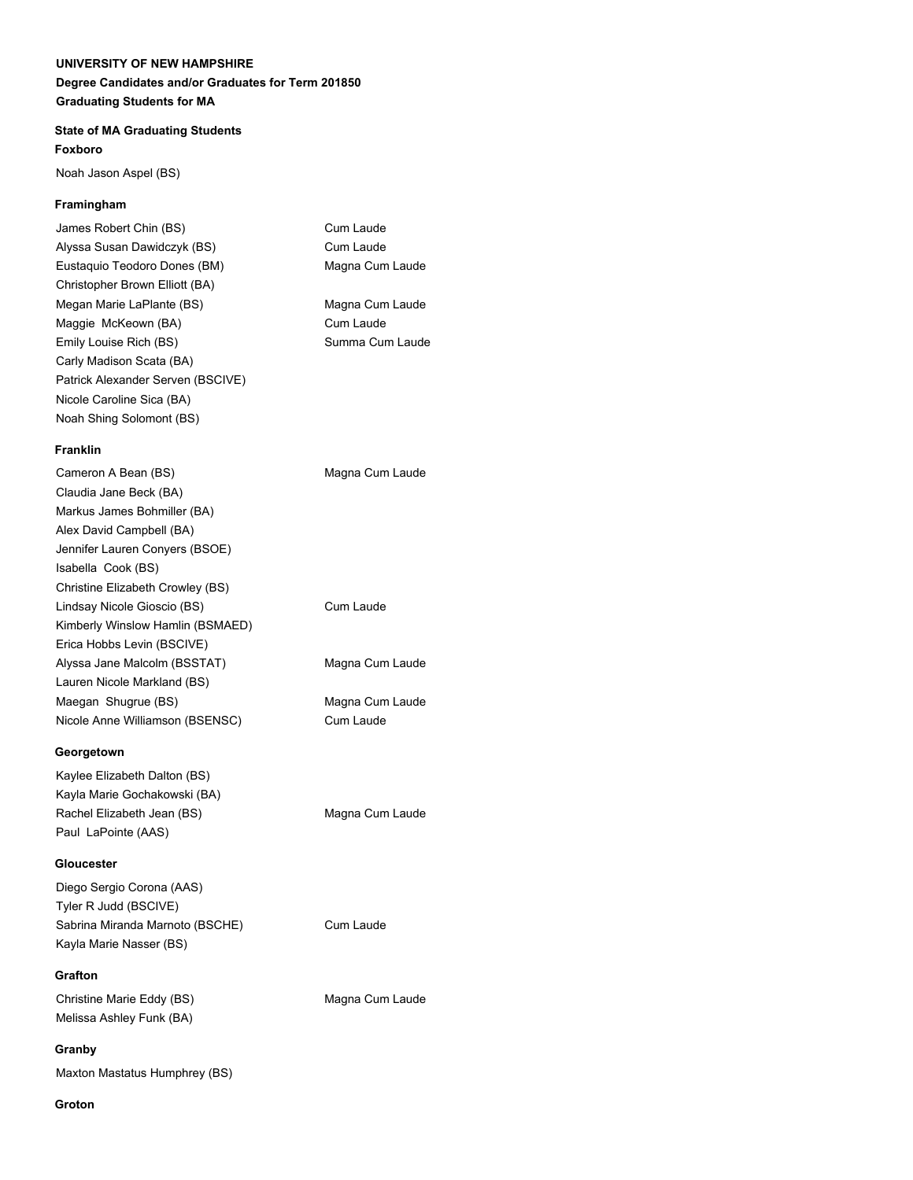**UNIVERSITY OF NEW HAMPSHIRE**

**Degree Candidates and/or Graduates for Term 201850**

**Graduating Students for MA**

**State of MA Graduating Students**

**Foxboro**

| Name | Honors |
| --- | --- |
| Noah Jason Aspel (BS) | |

**Framingham**

| Name | Honors |
| --- | --- |
| James Robert Chin (BS) | Cum Laude |
| Alyssa Susan Dawidczyk (BS) | Cum Laude |
| Eustaquio Teodoro Dones (BM) | Magna Cum Laude |
| Christopher Brown Elliott (BA) | |
| Megan Marie LaPlante (BS) | Magna Cum Laude |
| Maggie McKeown (BA) | Cum Laude |
| Emily Louise Rich (BS) | Summa Cum Laude |
| Carly Madison Scata (BA) | |
| Patrick Alexander Serven (BSCIVE) | |
| Nicole Caroline Sica (BA) | |
| Noah Shing Solomont (BS) | |

**Franklin**

| Name | Honors |
| --- | --- |
| Cameron A Bean (BS) | Magna Cum Laude |
| Claudia Jane Beck (BA) | |
| Markus James Bohmiller (BA) | |
| Alex David Campbell (BA) | |
| Jennifer Lauren Conyers (BSOE) | |
| Isabella Cook (BS) | |
| Christine Elizabeth Crowley (BS) | |
| Lindsay Nicole Gioscio (BS) | Cum Laude |
| Kimberly Winslow Hamlin (BSMAED) | |
| Erica Hobbs Levin (BSCIVE) | |
| Alyssa Jane Malcolm (BSSTAT) | Magna Cum Laude |
| Lauren Nicole Markland (BS) | |
| Maegan Shugrue (BS) | Magna Cum Laude |
| Nicole Anne Williamson (BSENSC) | Cum Laude |

**Georgetown**

| Name | Honors |
| --- | --- |
| Kaylee Elizabeth Dalton (BS) | |
| Kayla Marie Gochakowski (BA) | |
| Rachel Elizabeth Jean (BS) | Magna Cum Laude |
| Paul LaPointe (AAS) | |

**Gloucester**

| Name | Honors |
| --- | --- |
| Diego Sergio Corona (AAS) | |
| Tyler R Judd (BSCIVE) | |
| Sabrina Miranda Marnoto (BSCHE) | Cum Laude |
| Kayla Marie Nasser (BS) | |

**Grafton**

| Name | Honors |
| --- | --- |
| Christine Marie Eddy (BS) | Magna Cum Laude |
| Melissa Ashley Funk (BA) | |

**Granby**

| Name | Honors |
| --- | --- |
| Maxton Mastatus Humphrey (BS) | |

**Groton**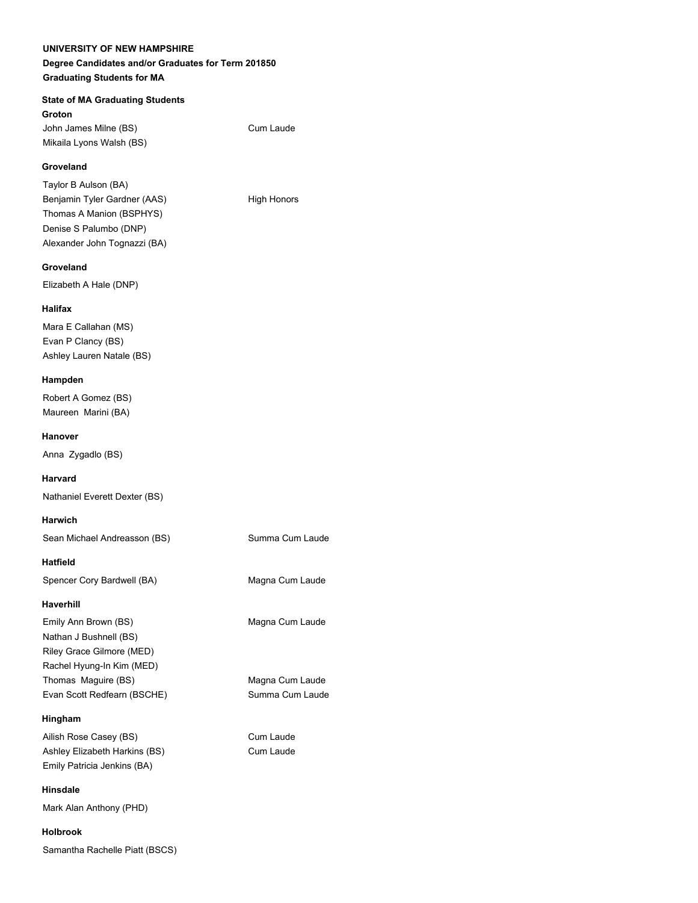**UNIVERSITY OF NEW HAMPSHIRE**

**Degree Candidates and/or Graduates for Term 201850**

**Graduating Students for MA**

**State of MA Graduating Students**

**Groton**

| | |
|---|---|
| John James Milne (BS) | Cum Laude |
| Mikaila Lyons Walsh (BS) | |

**Groveland**

| | |
|---|---|
| Taylor B Aulson (BA) | |
| Benjamin Tyler Gardner (AAS) | High Honors |
| Thomas A Manion (BSPHYS) | |
| Denise S Palumbo (DNP) | |
| Alexander John Tognazzi (BA) | |

**Groveland**

Elizabeth A Hale (DNP)

**Halifax**

Mara E Callahan (MS)
Evan P Clancy (BS)
Ashley Lauren Natale (BS)

**Hampden**

Robert A Gomez (BS)
Maureen Marini (BA)

**Hanover**

Anna Zygadlo (BS)

**Harvard**

Nathaniel Everett Dexter (BS)

**Harwich**

| | |
|---|---|
| Sean Michael Andreasson (BS) | Summa Cum Laude |

**Hatfield**

| | |
|---|---|
| Spencer Cory Bardwell (BA) | Magna Cum Laude |

**Haverhill**

| | |
|---|---|
| Emily Ann Brown (BS) | Magna Cum Laude |
| Nathan J Bushnell (BS) | |
| Riley Grace Gilmore (MED) | |
| Rachel Hyung-In Kim (MED) | |
| Thomas Maguire (BS) | Magna Cum Laude |
| Evan Scott Redfearn (BSCHE) | Summa Cum Laude |

**Hingham**

| | |
|---|---|
| Ailish Rose Casey (BS) | Cum Laude |
| Ashley Elizabeth Harkins (BS) | Cum Laude |
| Emily Patricia Jenkins (BA) | |

**Hinsdale**

Mark Alan Anthony (PHD)

**Holbrook**

Samantha Rachelle Piatt (BSCS)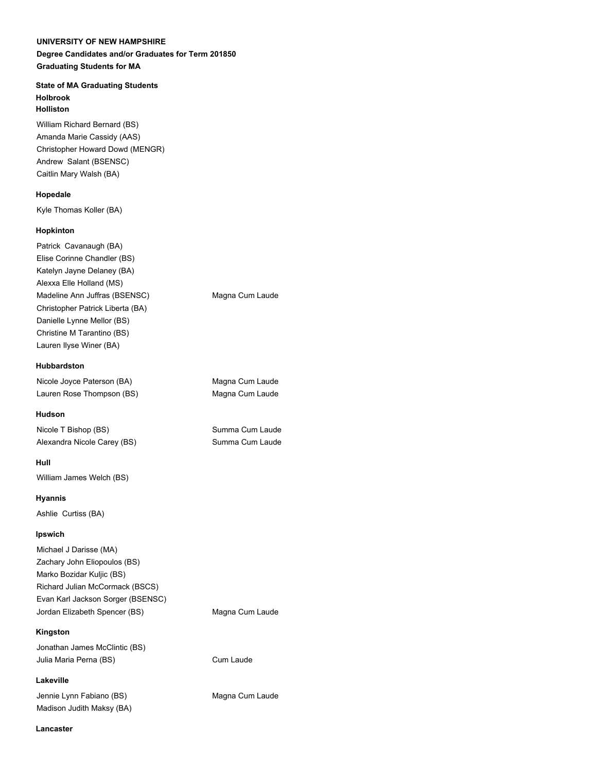**UNIVERSITY OF NEW HAMPSHIRE**

**Degree Candidates and/or Graduates for Term 201850**

**Graduating Students for MA**

**State of MA Graduating Students**

**Holbrook**

**Holliston**

William Richard Bernard (BS)
Amanda Marie Cassidy (AAS)
Christopher Howard Dowd (MENGR)
Andrew Salant (BSENSC)
Caitlin Mary Walsh (BA)

**Hopedale**

Kyle Thomas Koller (BA)

**Hopkinton**

| | |
|---|---|
| Patrick Cavanaugh (BA) | |
| Elise Corinne Chandler (BS) | |
| Katelyn Jayne Delaney (BA) | |
| Alexxa Elle Holland (MS) | |
| Madeline Ann Juffras (BSENSC) | Magna Cum Laude |
| Christopher Patrick Liberta (BA) | |
| Danielle Lynne Mellor (BS) | |
| Christine M Tarantino (BS) | |
| Lauren Ilyse Winer (BA) | |

**Hubbardston**

| | |
|---|---|
| Nicole Joyce Paterson (BA) | Magna Cum Laude |
| Lauren Rose Thompson (BS) | Magna Cum Laude |

**Hudson**

| | |
|---|---|
| Nicole T Bishop (BS) | Summa Cum Laude |
| Alexandra Nicole Carey (BS) | Summa Cum Laude |

**Hull**

William James Welch (BS)

**Hyannis**

Ashlie Curtiss (BA)

**Ipswich**

| | |
|---|---|
| Michael J Darisse (MA) | |
| Zachary John Eliopoulos (BS) | |
| Marko Bozidar Kuljic (BS) | |
| Richard Julian McCormack (BSCS) | |
| Evan Karl Jackson Sorger (BSENSC) | |
| Jordan Elizabeth Spencer (BS) | Magna Cum Laude |

**Kingston**

| | |
|---|---|
| Jonathan James McClintic (BS) | |
| Julia Maria Perna (BS) | Cum Laude |

**Lakeville**

| | |
|---|---|
| Jennie Lynn Fabiano (BS) | Magna Cum Laude |
| Madison Judith Maksy (BA) | |

**Lancaster**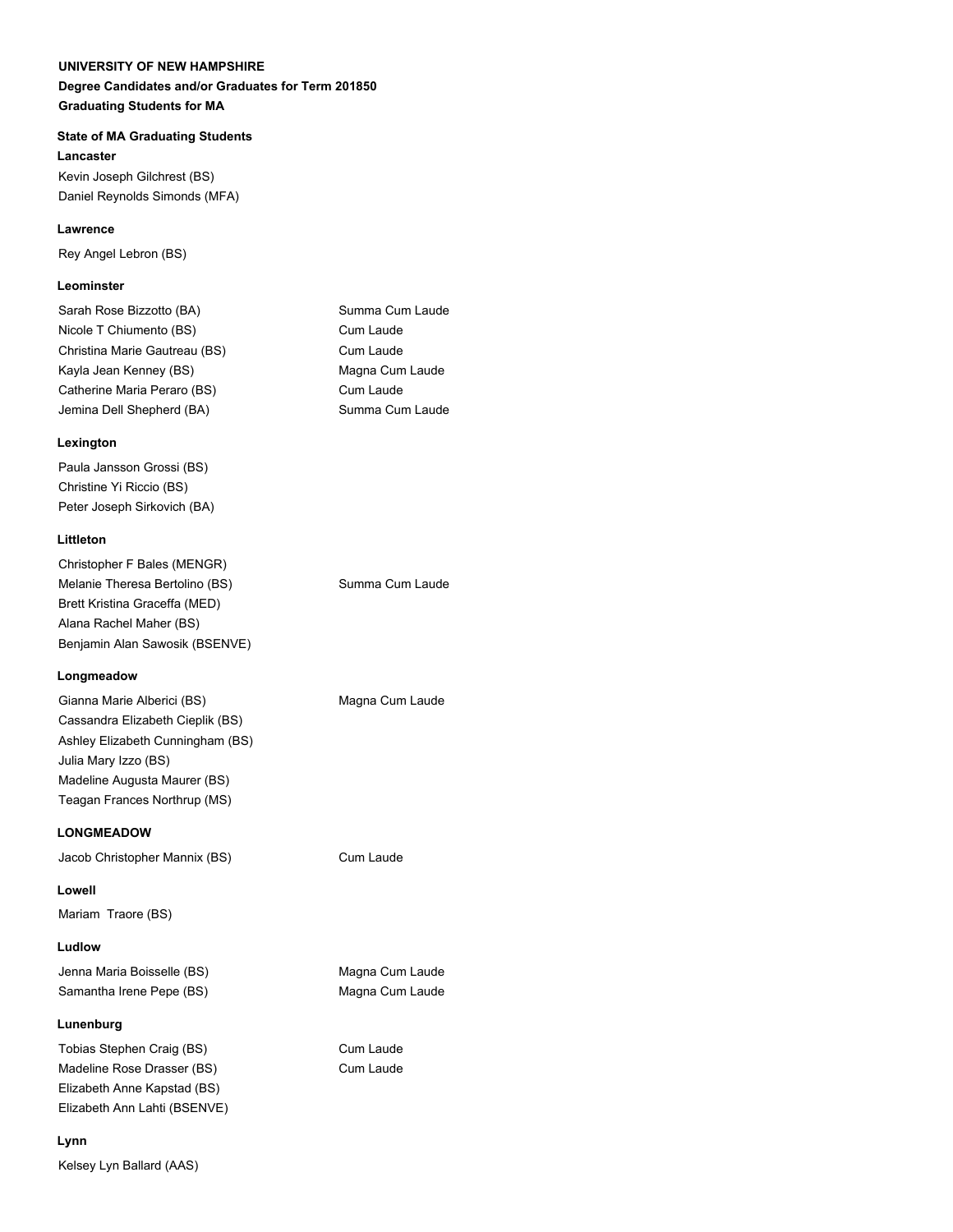**UNIVERSITY OF NEW HAMPSHIRE**

**Degree Candidates and/or Graduates for Term 201850**

**Graduating Students for MA**

**State of MA Graduating Students**

**Lancaster**

Kevin Joseph Gilchrest (BS)
Daniel Reynolds Simonds (MFA)

**Lawrence**

Rey Angel Lebron (BS)

**Leominster**

| | |
|---|---|
| Sarah Rose Bizzotto (BA) | Summa Cum Laude |
| Nicole T Chiumento (BS) | Cum Laude |
| Christina Marie Gautreau (BS) | Cum Laude |
| Kayla Jean Kenney (BS) | Magna Cum Laude |
| Catherine Maria Peraro (BS) | Cum Laude |
| Jemina Dell Shepherd (BA) | Summa Cum Laude |

**Lexington**

Paula Jansson Grossi (BS)
Christine Yi Riccio (BS)
Peter Joseph Sirkovich (BA)

**Littleton**

| | |
|---|---|
| Christopher F Bales (MENGR) | |
| Melanie Theresa Bertolino (BS) | Summa Cum Laude |
| Brett Kristina Graceffa (MED) | |
| Alana Rachel Maher (BS) | |
| Benjamin Alan Sawosik (BSENVE) | |

**Longmeadow**

| | |
|---|---|
| Gianna Marie Alberici (BS) | Magna Cum Laude |
| Cassandra Elizabeth Cieplik (BS) | |
| Ashley Elizabeth Cunningham (BS) | |
| Julia Mary Izzo (BS) | |
| Madeline Augusta Maurer (BS) | |
| Teagan Frances Northrup (MS) | |

**LONGMEADOW**

| | |
|---|---|
| Jacob Christopher Mannix (BS) | Cum Laude |

**Lowell**

Mariam Traore (BS)

**Ludlow**

| | |
|---|---|
| Jenna Maria Boisselle (BS) | Magna Cum Laude |
| Samantha Irene Pepe (BS) | Magna Cum Laude |

**Lunenburg**

| | |
|---|---|
| Tobias Stephen Craig (BS) | Cum Laude |
| Madeline Rose Drasser (BS) | Cum Laude |
| Elizabeth Anne Kapstad (BS) | |
| Elizabeth Ann Lahti (BSENVE) | |

**Lynn**

Kelsey Lyn Ballard (AAS)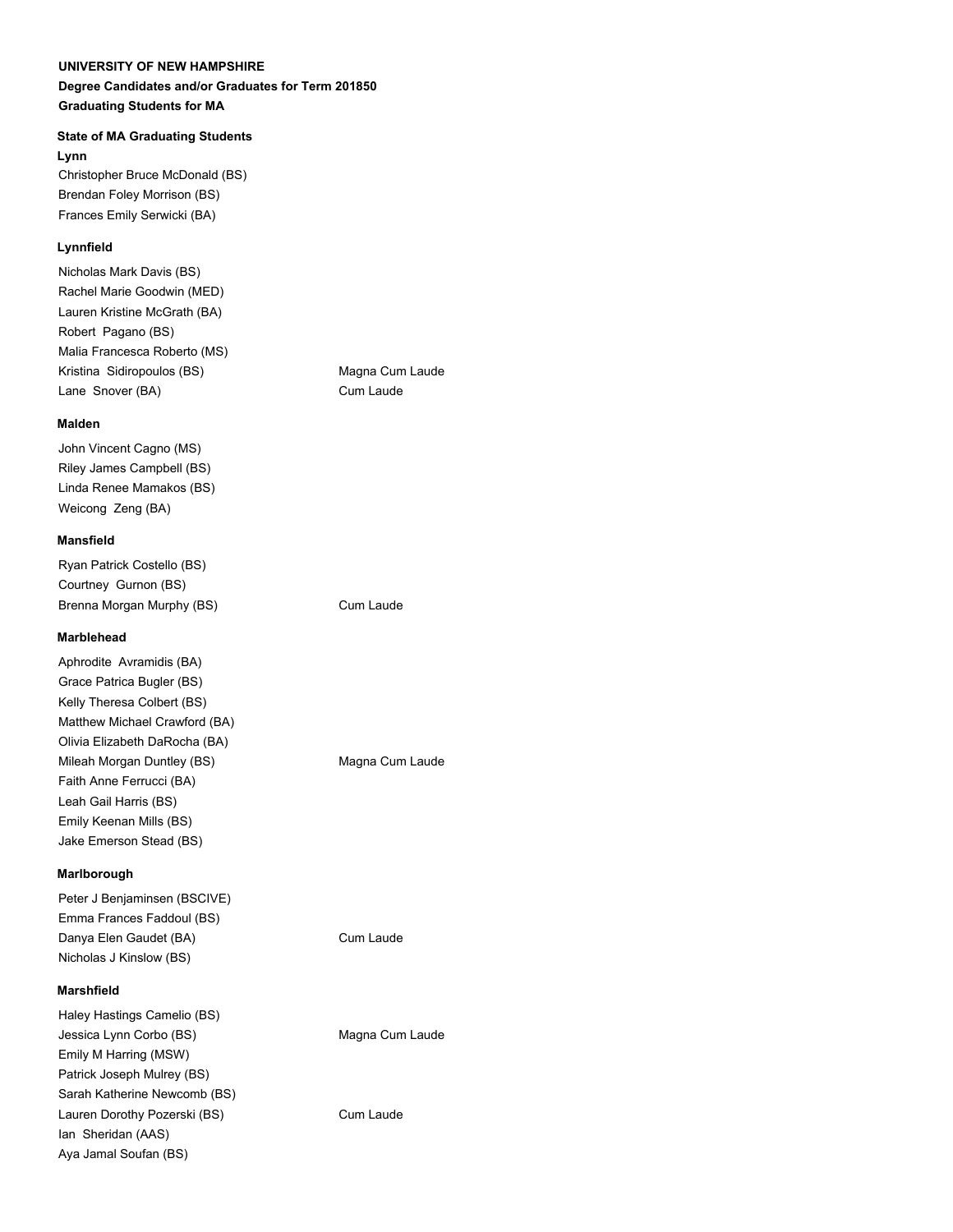**UNIVERSITY OF NEW HAMPSHIRE**

**Degree Candidates and/or Graduates for Term 201850**

**Graduating Students for MA**

**State of MA Graduating Students**

**Lynn**

Christopher Bruce McDonald (BS)
Brendan Foley Morrison (BS)
Frances Emily Serwicki (BA)

**Lynnfield**

Nicholas Mark Davis (BS)
Rachel Marie Goodwin (MED)
Lauren Kristine McGrath (BA)
Robert Pagano (BS)
Malia Francesca Roberto (MS)
Kristina Sidiropoulos (BS) Magna Cum Laude
Lane Snover (BA) Cum Laude

**Malden**

John Vincent Cagno (MS)
Riley James Campbell (BS)
Linda Renee Mamakos (BS)
Weicong Zeng (BA)

**Mansfield**

Ryan Patrick Costello (BS)
Courtney Gurnon (BS)
Brenna Morgan Murphy (BS) Cum Laude

**Marblehead**

Aphrodite Avramidis (BA)
Grace Patrica Bugler (BS)
Kelly Theresa Colbert (BS)
Matthew Michael Crawford (BA)
Olivia Elizabeth DaRocha (BA)
Mileah Morgan Duntley (BS) Magna Cum Laude
Faith Anne Ferrucci (BA)
Leah Gail Harris (BS)
Emily Keenan Mills (BS)
Jake Emerson Stead (BS)

**Marlborough**

Peter J Benjaminsen (BSCIVE)
Emma Frances Faddoul (BS)
Danya Elen Gaudet (BA) Cum Laude
Nicholas J Kinslow (BS)

**Marshfield**

Haley Hastings Camelio (BS)
Jessica Lynn Corbo (BS) Magna Cum Laude
Emily M Harring (MSW)
Patrick Joseph Mulrey (BS)
Sarah Katherine Newcomb (BS)
Lauren Dorothy Pozerski (BS) Cum Laude
Ian Sheridan (AAS)
Aya Jamal Soufan (BS)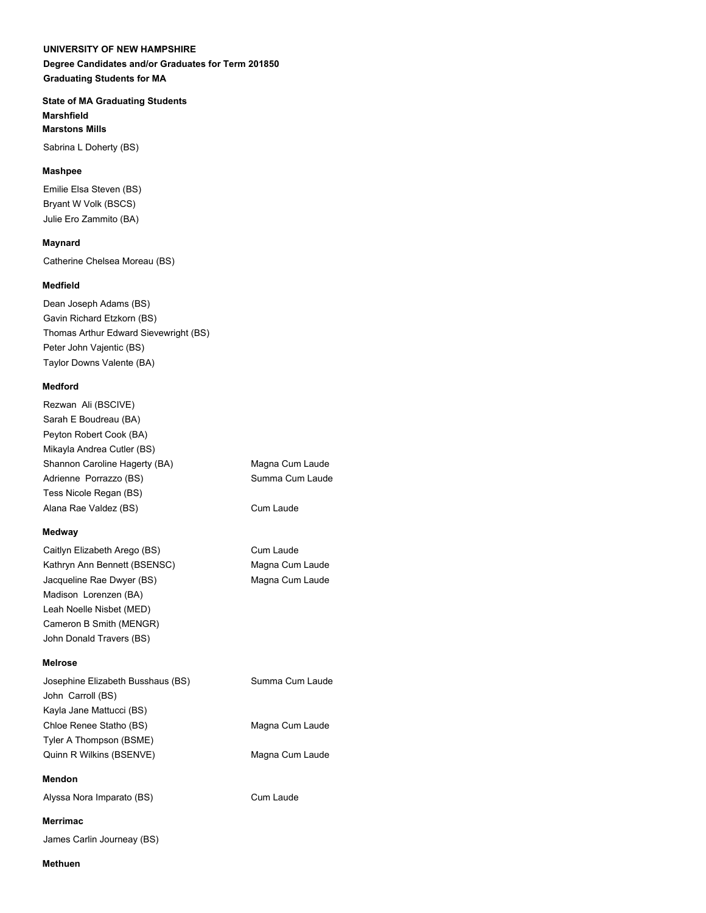**UNIVERSITY OF NEW HAMPSHIRE**
**Degree Candidates and/or Graduates for Term 201850**
**Graduating Students for MA**

**State of MA Graduating Students**

**Marshfield**

**Marstons Mills**

Sabrina L Doherty (BS)

**Mashpee**

Emilie Elsa Steven (BS)
Bryant W Volk (BSCS)
Julie Ero Zammito (BA)

**Maynard**

Catherine Chelsea Moreau (BS)

**Medfield**

Dean Joseph Adams (BS)
Gavin Richard Etzkorn (BS)
Thomas Arthur Edward Sievewright (BS)
Peter John Vajentic (BS)
Taylor Downs Valente (BA)

**Medford**

| | |
|---|---|
| Rezwan Ali (BSCIVE) | |
| Sarah E Boudreau (BA) | |
| Peyton Robert Cook (BA) | |
| Mikayla Andrea Cutler (BS) | |
| Shannon Caroline Hagerty (BA) | Magna Cum Laude |
| Adrienne Porrazzo (BS) | Summa Cum Laude |
| Tess Nicole Regan (BS) | |
| Alana Rae Valdez (BS) | Cum Laude |

**Medway**

| | |
|---|---|
| Caitlyn Elizabeth Arego (BS) | Cum Laude |
| Kathryn Ann Bennett (BSENSC) | Magna Cum Laude |
| Jacqueline Rae Dwyer (BS) | Magna Cum Laude |
| Madison Lorenzen (BA) | |
| Leah Noelle Nisbet (MED) | |
| Cameron B Smith (MENGR) | |
| John Donald Travers (BS) | |

**Melrose**

| | |
|---|---|
| Josephine Elizabeth Busshaus (BS) | Summa Cum Laude |
| John Carroll (BS) | |
| Kayla Jane Mattucci (BS) | |
| Chloe Renee Statho (BS) | Magna Cum Laude |
| Tyler A Thompson (BSME) | |
| Quinn R Wilkins (BSENVE) | Magna Cum Laude |

**Mendon**

| | |
|---|---|
| Alyssa Nora Imparato (BS) | Cum Laude |

**Merrimac**

James Carlin Journeay (BS)

**Methuen**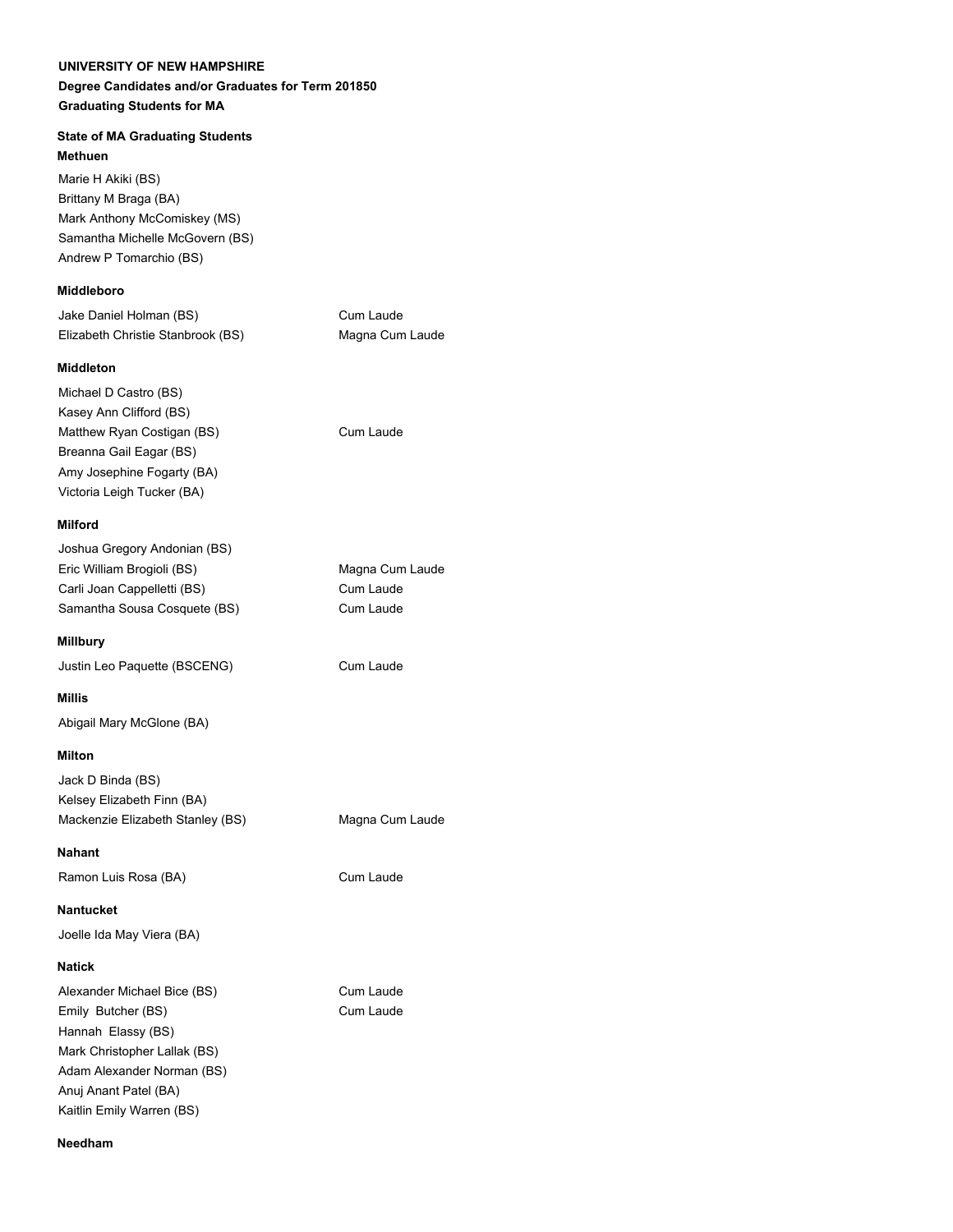**UNIVERSITY OF NEW HAMPSHIRE**

**Degree Candidates and/or Graduates for Term 201850**

**Graduating Students for MA**

**State of MA Graduating Students**

**Methuen**

| | |
|---|---|
| Marie H Akiki (BS) | |
| Brittany M Braga (BA) | |
| Mark Anthony McComiskey (MS) | |
| Samantha Michelle McGovern (BS) | |
| Andrew P Tomarchio (BS) | |

**Middleboro**

| | |
|---|---|
| Jake Daniel Holman (BS) | Cum Laude |
| Elizabeth Christie Stanbrook (BS) | Magna Cum Laude |

**Middleton**

| | |
|---|---|
| Michael D Castro (BS) | |
| Kasey Ann Clifford (BS) | |
| Matthew Ryan Costigan (BS) | Cum Laude |
| Breanna Gail Eagar (BS) | |
| Amy Josephine Fogarty (BA) | |
| Victoria Leigh Tucker (BA) | |

**Milford**

| | |
|---|---|
| Joshua Gregory Andonian (BS) | |
| Eric William Brogioli (BS) | Magna Cum Laude |
| Carli Joan Cappelletti (BS) | Cum Laude |
| Samantha Sousa Cosquete (BS) | Cum Laude |

**Millbury**

| | |
|---|---|
| Justin Leo Paquette (BSCENG) | Cum Laude |

**Millis**

| | |
|---|---|
| Abigail Mary McGlone (BA) | |

**Milton**

| | |
|---|---|
| Jack D Binda (BS) | |
| Kelsey Elizabeth Finn (BA) | |
| Mackenzie Elizabeth Stanley (BS) | Magna Cum Laude |

**Nahant**

| | |
|---|---|
| Ramon Luis Rosa (BA) | Cum Laude |

**Nantucket**

| | |
|---|---|
| Joelle Ida May Viera (BA) | |

**Natick**

| | |
|---|---|
| Alexander Michael Bice (BS) | Cum Laude |
| Emily Butcher (BS) | Cum Laude |
| Hannah Elassy (BS) | |
| Mark Christopher Lallak (BS) | |
| Adam Alexander Norman (BS) | |
| Anuj Anant Patel (BA) | |
| Kaitlin Emily Warren (BS) | |

**Needham**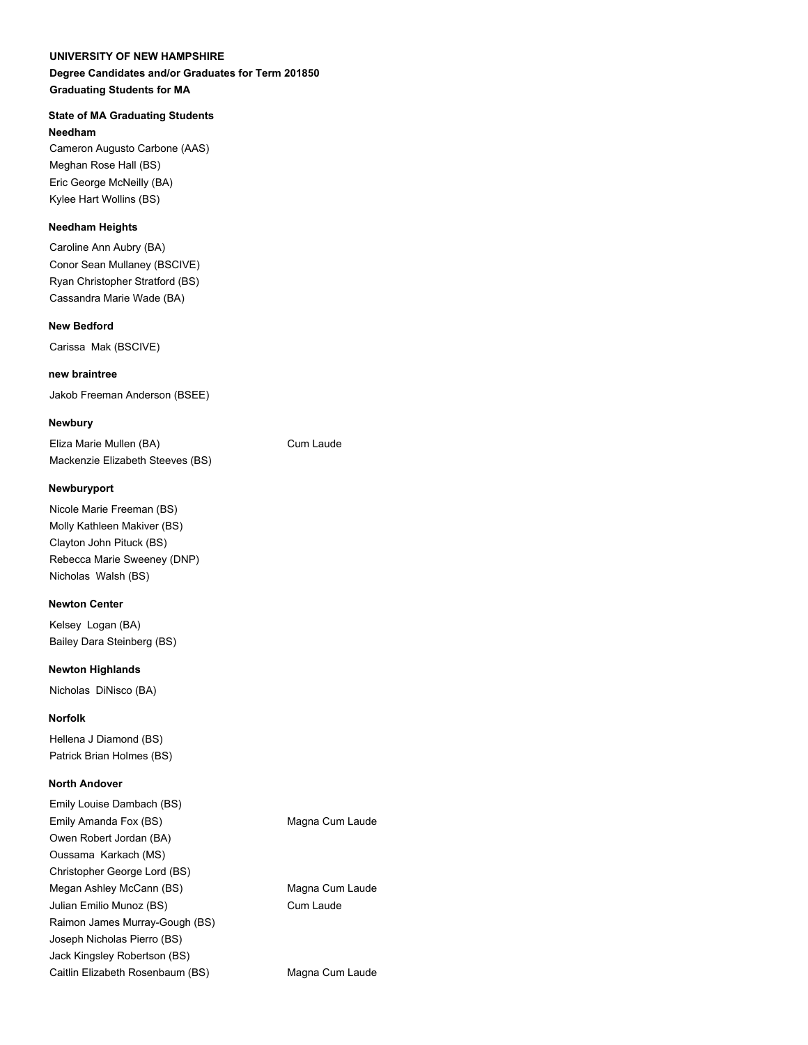**UNIVERSITY OF NEW HAMPSHIRE**

**Degree Candidates and/or Graduates for Term 201850**

**Graduating Students for MA**

**State of MA Graduating Students**

**Needham**

Cameron Augusto Carbone (AAS)
Meghan Rose Hall (BS)
Eric George McNeilly (BA)
Kylee Hart Wollins (BS)

**Needham Heights**

Caroline Ann Aubry (BA)
Conor Sean Mullaney (BSCIVE)
Ryan Christopher Stratford (BS)
Cassandra Marie Wade (BA)

**New Bedford**

Carissa  Mak (BSCIVE)

**new braintree**

Jakob Freeman Anderson (BSEE)

**Newbury**

| | |
|---|---|
| Eliza Marie Mullen (BA) | Cum Laude |
| Mackenzie Elizabeth Steeves (BS) | |

**Newburyport**

Nicole Marie Freeman (BS)
Molly Kathleen Makiver (BS)
Clayton John Pituck (BS)
Rebecca Marie Sweeney (DNP)
Nicholas  Walsh (BS)

**Newton Center**

Kelsey  Logan (BA)
Bailey Dara Steinberg (BS)

**Newton Highlands**

Nicholas  DiNisco (BA)

**Norfolk**

Hellena J Diamond (BS)
Patrick Brian Holmes (BS)

**North Andover**

| | |
|---|---|
| Emily Louise Dambach (BS) | |
| Emily Amanda Fox (BS) | Magna Cum Laude |
| Owen Robert Jordan (BA) | |
| Oussama  Karkach (MS) | |
| Christopher George Lord (BS) | |
| Megan Ashley McCann (BS) | Magna Cum Laude |
| Julian Emilio Munoz (BS) | Cum Laude |
| Raimon James Murray-Gough (BS) | |
| Joseph Nicholas Pierro (BS) | |
| Jack Kingsley Robertson (BS) | |
| Caitlin Elizabeth Rosenbaum (BS) | Magna Cum Laude |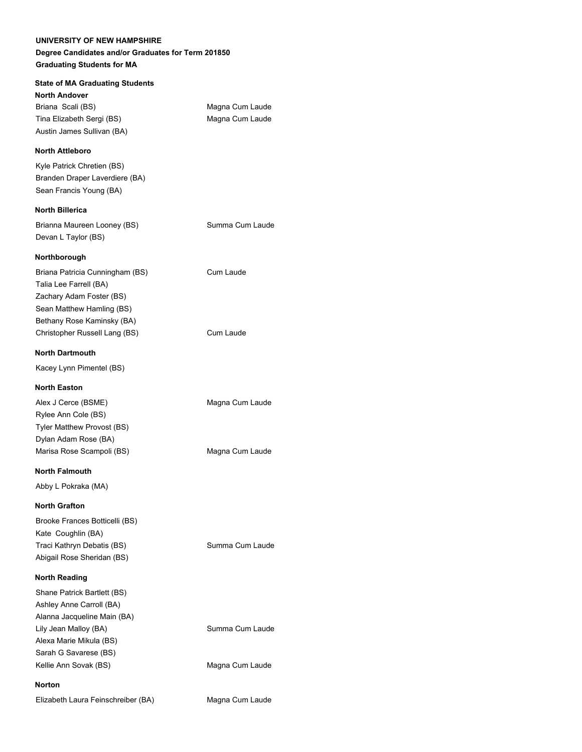**UNIVERSITY OF NEW HAMPSHIRE**
**Degree Candidates and/or Graduates for Term 201850**
**Graduating Students for MA**

**State of MA Graduating Students**

**North Andover**

| | |
|---|---|
| Briana Scali (BS) | Magna Cum Laude |
| Tina Elizabeth Sergi (BS) | Magna Cum Laude |
| Austin James Sullivan (BA) | |

**North Attleboro**

| | |
|---|---|
| Kyle Patrick Chretien (BS) | |
| Branden Draper Laverdiere (BA) | |
| Sean Francis Young (BA) | |

**North Billerica**

| | |
|---|---|
| Brianna Maureen Looney (BS) | Summa Cum Laude |
| Devan L Taylor (BS) | |

**Northborough**

| | |
|---|---|
| Briana Patricia Cunningham (BS) | Cum Laude |
| Talia Lee Farrell (BA) | |
| Zachary Adam Foster (BS) | |
| Sean Matthew Hamling (BS) | |
| Bethany Rose Kaminsky (BA) | |
| Christopher Russell Lang (BS) | Cum Laude |

**North Dartmouth**

| | |
|---|---|
| Kacey Lynn Pimentel (BS) | |

**North Easton**

| | |
|---|---|
| Alex J Cerce (BSME) | Magna Cum Laude |
| Rylee Ann Cole (BS) | |
| Tyler Matthew Provost (BS) | |
| Dylan Adam Rose (BA) | |
| Marisa Rose Scampoli (BS) | Magna Cum Laude |

**North Falmouth**

| | |
|---|---|
| Abby L Pokraka (MA) | |

**North Grafton**

| | |
|---|---|
| Brooke Frances Botticelli (BS) | |
| Kate Coughlin (BA) | |
| Traci Kathryn Debatis (BS) | Summa Cum Laude |
| Abigail Rose Sheridan (BS) | |

**North Reading**

| | |
|---|---|
| Shane Patrick Bartlett (BS) | |
| Ashley Anne Carroll (BA) | |
| Alanna Jacqueline Main (BA) | |
| Lily Jean Malloy (BA) | Summa Cum Laude |
| Alexa Marie Mikula (BS) | |
| Sarah G Savarese (BS) | |
| Kellie Ann Sovak (BS) | Magna Cum Laude |

**Norton**

| | |
|---|---|
| Elizabeth Laura Feinschreiber (BA) | Magna Cum Laude |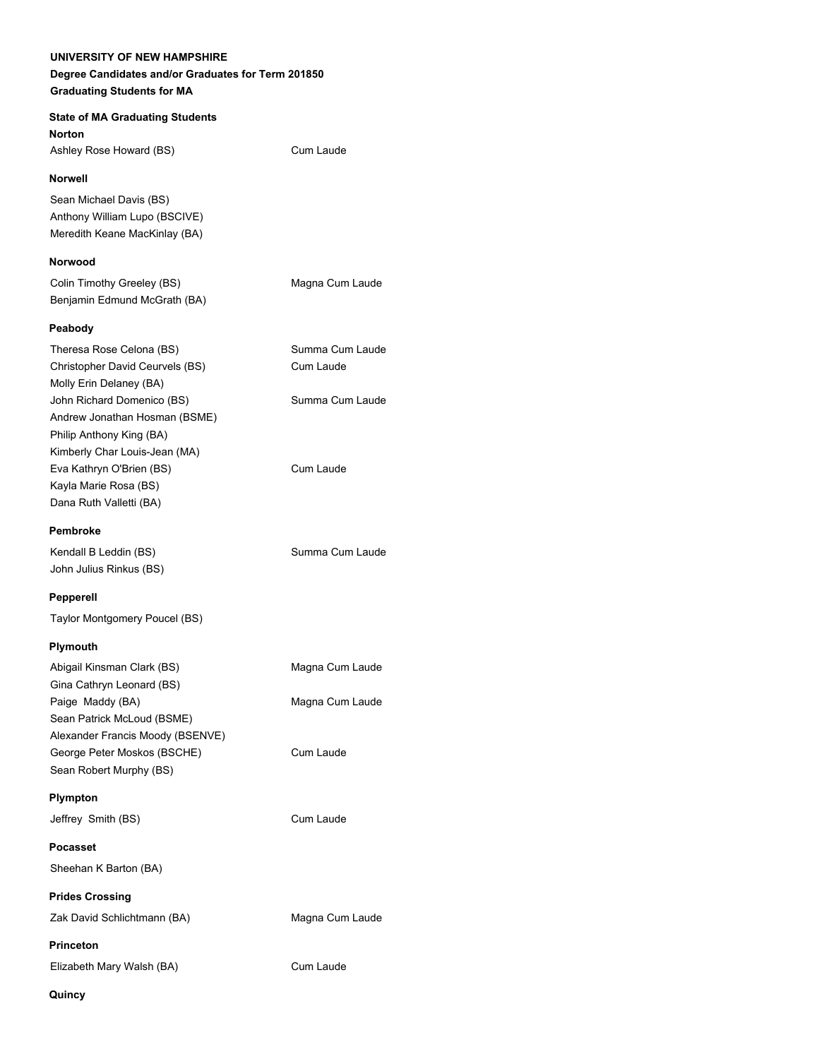**UNIVERSITY OF NEW HAMPSHIRE**

**Degree Candidates and/or Graduates for Term 201850**

**Graduating Students for MA**

**State of MA Graduating Students**

**Norton**

| | |
|---|---|
| Ashley Rose Howard (BS) | Cum Laude |

**Norwell**

| | |
|---|---|
| Sean Michael Davis (BS) | |
| Anthony William Lupo (BSCIVE) | |
| Meredith Keane MacKinlay (BA) | |

**Norwood**

| | |
|---|---|
| Colin Timothy Greeley (BS) | Magna Cum Laude |
| Benjamin Edmund McGrath (BA) | |

**Peabody**

| | |
|---|---|
| Theresa Rose Celona (BS) | Summa Cum Laude |
| Christopher David Ceurvels (BS) | Cum Laude |
| Molly Erin Delaney (BA) | |
| John Richard Domenico (BS) | Summa Cum Laude |
| Andrew Jonathan Hosman (BSME) | |
| Philip Anthony King (BA) | |
| Kimberly Char Louis-Jean (MA) | |
| Eva Kathryn O'Brien (BS) | Cum Laude |
| Kayla Marie Rosa (BS) | |
| Dana Ruth Valletti (BA) | |

**Pembroke**

| | |
|---|---|
| Kendall B Leddin (BS) | Summa Cum Laude |
| John Julius Rinkus (BS) | |

**Pepperell**

| | |
|---|---|
| Taylor Montgomery Poucel (BS) | |

**Plymouth**

| | |
|---|---|
| Abigail Kinsman Clark (BS) | Magna Cum Laude |
| Gina Cathryn Leonard (BS) | |
| Paige Maddy (BA) | Magna Cum Laude |
| Sean Patrick McLoud (BSME) | |
| Alexander Francis Moody (BSENVE) | |
| George Peter Moskos (BSCHE) | Cum Laude |
| Sean Robert Murphy (BS) | |

**Plympton**

| | |
|---|---|
| Jeffrey Smith (BS) | Cum Laude |

**Pocasset**

| | |
|---|---|
| Sheehan K Barton (BA) | |

**Prides Crossing**

| | |
|---|---|
| Zak David Schlichtmann (BA) | Magna Cum Laude |

**Princeton**

| | |
|---|---|
| Elizabeth Mary Walsh (BA) | Cum Laude |

**Quincy**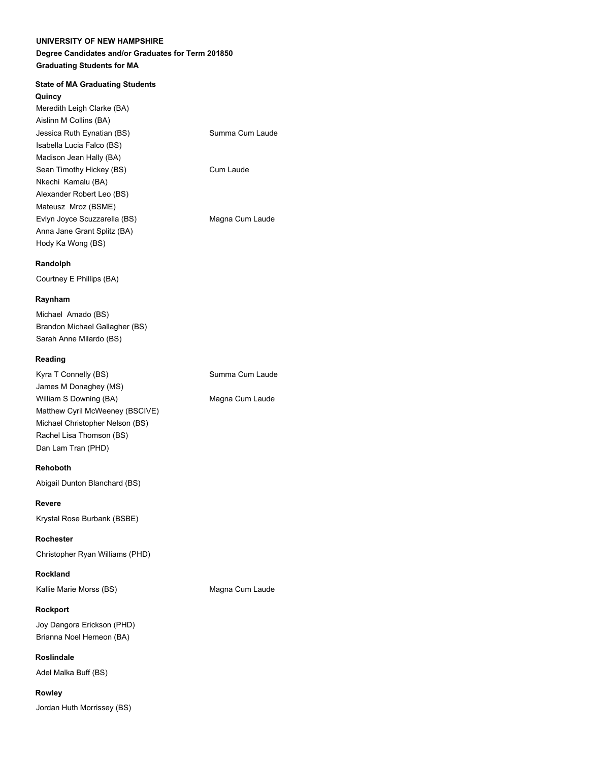**UNIVERSITY OF NEW HAMPSHIRE**

**Degree Candidates and/or Graduates for Term 201850**

**Graduating Students for MA**

**State of MA Graduating Students**

**Quincy**

Meredith Leigh Clarke (BA)
Aislinn M Collins (BA)
Jessica Ruth Eynatian (BS) Summa Cum Laude
Isabella Lucia Falco (BS)
Madison Jean Hally (BA)
Sean Timothy Hickey (BS) Cum Laude
Nkechi Kamalu (BA)
Alexander Robert Leo (BS)
Mateusz Mroz (BSME)
Evlyn Joyce Scuzzarella (BS) Magna Cum Laude
Anna Jane Grant Splitz (BA)
Hody Ka Wong (BS)

**Randolph**

Courtney E Phillips (BA)

**Raynham**

Michael Amado (BS)
Brandon Michael Gallagher (BS)
Sarah Anne Milardo (BS)

**Reading**

Kyra T Connelly (BS) Summa Cum Laude
James M Donaghey (MS)
William S Downing (BA) Magna Cum Laude
Matthew Cyril McWeeney (BSCIVE)
Michael Christopher Nelson (BS)
Rachel Lisa Thomson (BS)
Dan Lam Tran (PHD)

**Rehoboth**

Abigail Dunton Blanchard (BS)

**Revere**

Krystal Rose Burbank (BSBE)

**Rochester**

Christopher Ryan Williams (PHD)

**Rockland**

Kallie Marie Morss (BS) Magna Cum Laude

**Rockport**

Joy Dangora Erickson (PHD)
Brianna Noel Hemeon (BA)

**Roslindale**

Adel Malka Buff (BS)

**Rowley**

Jordan Huth Morrissey (BS)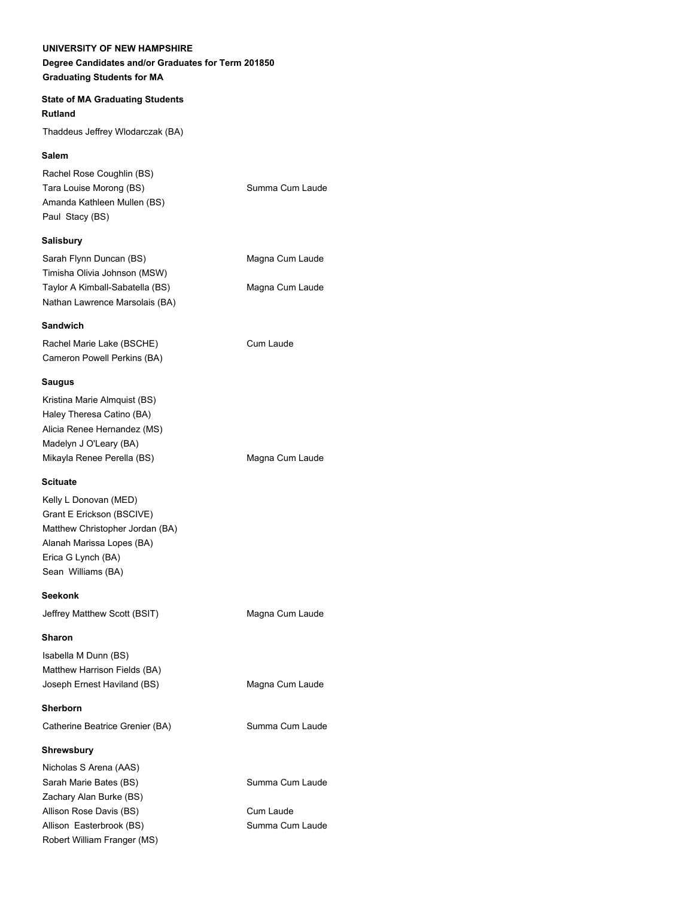**UNIVERSITY OF NEW HAMPSHIRE**

**Degree Candidates and/or Graduates for Term 201850**

**Graduating Students for MA**

**State of MA Graduating Students**

**Rutland**

| | |
|---|---|
| Thaddeus Jeffrey Wlodarczak (BA) | |

**Salem**

| | |
|---|---|
| Rachel Rose Coughlin (BS) | |
| Tara Louise Morong (BS) | Summa Cum Laude |
| Amanda Kathleen Mullen (BS) | |
| Paul Stacy (BS) | |

**Salisbury**

| | |
|---|---|
| Sarah Flynn Duncan (BS) | Magna Cum Laude |
| Timisha Olivia Johnson (MSW) | |
| Taylor A Kimball-Sabatella (BS) | Magna Cum Laude |
| Nathan Lawrence Marsolais (BA) | |

**Sandwich**

| | |
|---|---|
| Rachel Marie Lake (BSCHE) | Cum Laude |
| Cameron Powell Perkins (BA) | |

**Saugus**

| | |
|---|---|
| Kristina Marie Almquist (BS) | |
| Haley Theresa Catino (BA) | |
| Alicia Renee Hernandez (MS) | |
| Madelyn J O'Leary (BA) | |
| Mikayla Renee Perella (BS) | Magna Cum Laude |

**Scituate**

| | |
|---|---|
| Kelly L Donovan (MED) | |
| Grant E Erickson (BSCIVE) | |
| Matthew Christopher Jordan (BA) | |
| Alanah Marissa Lopes (BA) | |
| Erica G Lynch (BA) | |
| Sean Williams (BA) | |

**Seekonk**

| | |
|---|---|
| Jeffrey Matthew Scott (BSIT) | Magna Cum Laude |

**Sharon**

| | |
|---|---|
| Isabella M Dunn (BS) | |
| Matthew Harrison Fields (BA) | |
| Joseph Ernest Haviland (BS) | Magna Cum Laude |

**Sherborn**

| | |
|---|---|
| Catherine Beatrice Grenier (BA) | Summa Cum Laude |

**Shrewsbury**

| | |
|---|---|
| Nicholas S Arena (AAS) | |
| Sarah Marie Bates (BS) | Summa Cum Laude |
| Zachary Alan Burke (BS) | |
| Allison Rose Davis (BS) | Cum Laude |
| Allison Easterbrook (BS) | Summa Cum Laude |
| Robert William Franger (MS) | |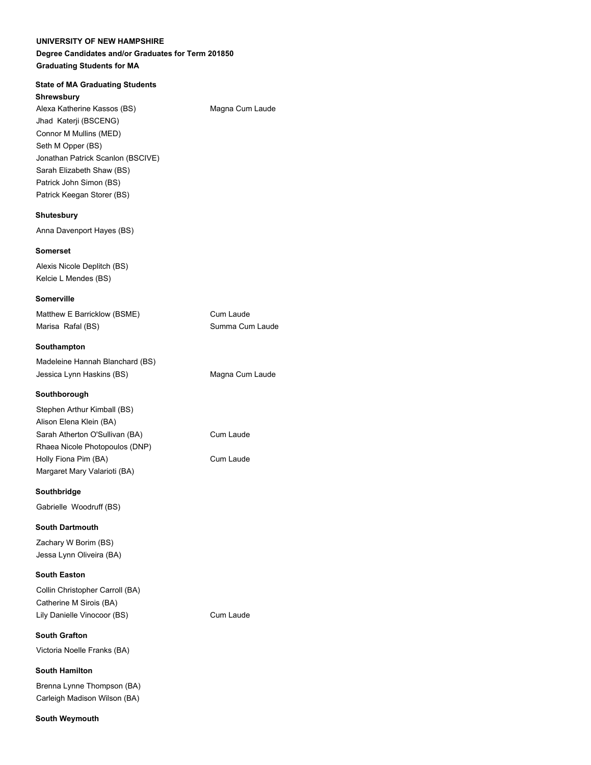**UNIVERSITY OF NEW HAMPSHIRE**

**Degree Candidates and/or Graduates for Term 201850**

**Graduating Students for MA**

**State of MA Graduating Students**

**Shrewsbury**

Alexa Katherine Kassos (BS) Magna Cum Laude
Jhad Katerji (BSCENG)
Connor M Mullins (MED)
Seth M Opper (BS)
Jonathan Patrick Scanlon (BSCIVE)
Sarah Elizabeth Shaw (BS)
Patrick John Simon (BS)
Patrick Keegan Storer (BS)

**Shutesbury**

Anna Davenport Hayes (BS)

**Somerset**

Alexis Nicole Deplitch (BS)
Kelcie L Mendes (BS)

**Somerville**

Matthew E Barricklow (BSME) Cum Laude
Marisa Rafal (BS) Summa Cum Laude

**Southampton**

Madeleine Hannah Blanchard (BS)
Jessica Lynn Haskins (BS) Magna Cum Laude

**Southborough**

Stephen Arthur Kimball (BS)
Alison Elena Klein (BA)
Sarah Atherton O'Sullivan (BA) Cum Laude
Rhaea Nicole Photopoulos (DNP)
Holly Fiona Pim (BA) Cum Laude
Margaret Mary Valarioti (BA)

**Southbridge**

Gabrielle Woodruff (BS)

**South Dartmouth**

Zachary W Borim (BS)
Jessa Lynn Oliveira (BA)

**South Easton**

Collin Christopher Carroll (BA)
Catherine M Sirois (BA)
Lily Danielle Vinocoor (BS) Cum Laude

**South Grafton**

Victoria Noelle Franks (BA)

**South Hamilton**

Brenna Lynne Thompson (BA)
Carleigh Madison Wilson (BA)

**South Weymouth**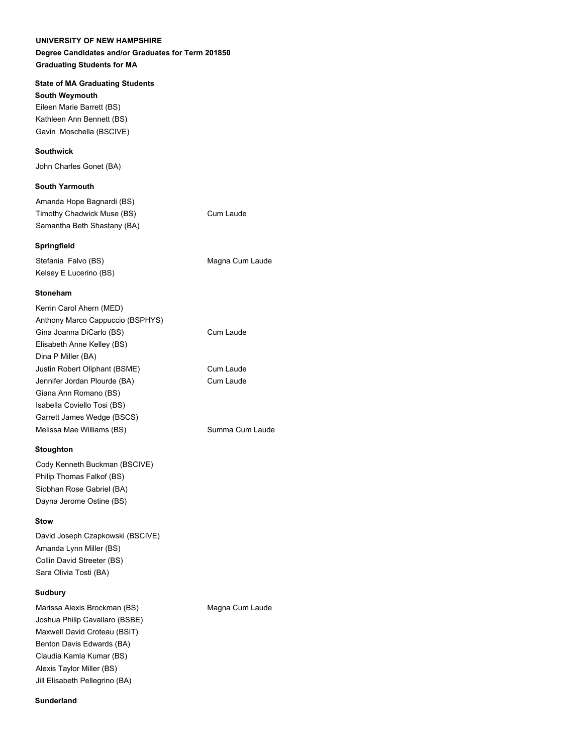**UNIVERSITY OF NEW HAMPSHIRE**

**Degree Candidates and/or Graduates for Term 201850**

**Graduating Students for MA**

**State of MA Graduating Students**

**South Weymouth**

Eileen Marie Barrett (BS)
Kathleen Ann Bennett (BS)
Gavin Moschella (BSCIVE)

**Southwick**

John Charles Gonet (BA)

**South Yarmouth**

| | |
|---|---|
| Amanda Hope Bagnardi (BS) | |
| Timothy Chadwick Muse (BS) | Cum Laude |
| Samantha Beth Shastany (BA) | |

**Springfield**

| | |
|---|---|
| Stefania Falvo (BS) | Magna Cum Laude |
| Kelsey E Lucerino (BS) | |

**Stoneham**

| | |
|---|---|
| Kerrin Carol Ahern (MED) | |
| Anthony Marco Cappuccio (BSPHYS) | |
| Gina Joanna DiCarlo (BS) | Cum Laude |
| Elisabeth Anne Kelley (BS) | |
| Dina P Miller (BA) | |
| Justin Robert Oliphant (BSME) | Cum Laude |
| Jennifer Jordan Plourde (BA) | Cum Laude |
| Giana Ann Romano (BS) | |
| Isabella Coviello Tosi (BS) | |
| Garrett James Wedge (BSCS) | |
| Melissa Mae Williams (BS) | Summa Cum Laude |

**Stoughton**

Cody Kenneth Buckman (BSCIVE)
Philip Thomas Falkof (BS)
Siobhan Rose Gabriel (BA)
Dayna Jerome Ostine (BS)

**Stow**

David Joseph Czapkowski (BSCIVE)
Amanda Lynn Miller (BS)
Collin David Streeter (BS)
Sara Olivia Tosti (BA)

**Sudbury**

| | |
|---|---|
| Marissa Alexis Brockman (BS) | Magna Cum Laude |
| Joshua Philip Cavallaro (BSBE) | |
| Maxwell David Croteau (BSIT) | |
| Benton Davis Edwards (BA) | |
| Claudia Kamla Kumar (BS) | |
| Alexis Taylor Miller (BS) | |
| Jill Elisabeth Pellegrino (BA) | |

**Sunderland**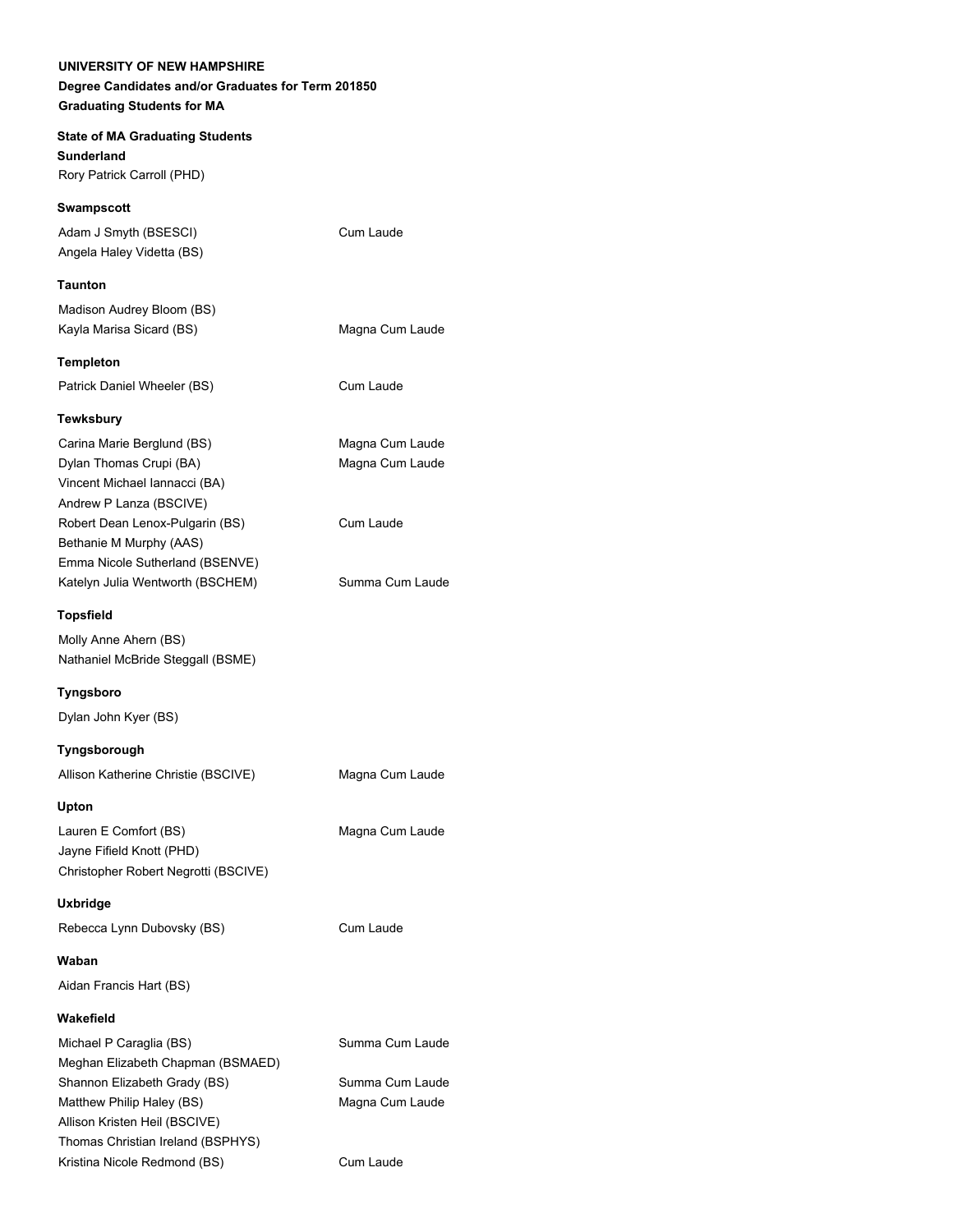**UNIVERSITY OF NEW HAMPSHIRE**

**Degree Candidates and/or Graduates for Term 201850**

**Graduating Students for MA**

**State of MA Graduating Students**

**Sunderland**

Rory Patrick Carroll (PHD)

**Swampscott**

| | |
|---|---|
| Adam J Smyth (BSESCI) | Cum Laude |
| Angela Haley Videtta (BS) | |

**Taunton**

| | |
|---|---|
| Madison Audrey Bloom (BS) | |
| Kayla Marisa Sicard (BS) | Magna Cum Laude |

**Templeton**

| | |
|---|---|
| Patrick Daniel Wheeler (BS) | Cum Laude |

**Tewksbury**

| | |
|---|---|
| Carina Marie Berglund (BS) | Magna Cum Laude |
| Dylan Thomas Crupi (BA) | Magna Cum Laude |
| Vincent Michael Iannacci (BA) | |
| Andrew P Lanza (BSCIVE) | |
| Robert Dean Lenox-Pulgarin (BS) | Cum Laude |
| Bethanie M Murphy (AAS) | |
| Emma Nicole Sutherland (BSENVE) | |
| Katelyn Julia Wentworth (BSCHEM) | Summa Cum Laude |

**Topsfield**

Molly Anne Ahern (BS)

Nathaniel McBride Steggall (BSME)

**Tyngsboro**

Dylan John Kyer (BS)

**Tyngsborough**

| | |
|---|---|
| Allison Katherine Christie (BSCIVE) | Magna Cum Laude |

**Upton**

| | |
|---|---|
| Lauren E Comfort (BS) | Magna Cum Laude |
| Jayne Fifield Knott (PHD) | |
| Christopher Robert Negrotti (BSCIVE) | |

**Uxbridge**

| | |
|---|---|
| Rebecca Lynn Dubovsky (BS) | Cum Laude |

**Waban**

Aidan Francis Hart (BS)

**Wakefield**

| | |
|---|---|
| Michael P Caraglia (BS) | Summa Cum Laude |
| Meghan Elizabeth Chapman (BSMAED) | |
| Shannon Elizabeth Grady (BS) | Summa Cum Laude |
| Matthew Philip Haley (BS) | Magna Cum Laude |
| Allison Kristen Heil (BSCIVE) | |
| Thomas Christian Ireland (BSPHYS) | |
| Kristina Nicole Redmond (BS) | Cum Laude |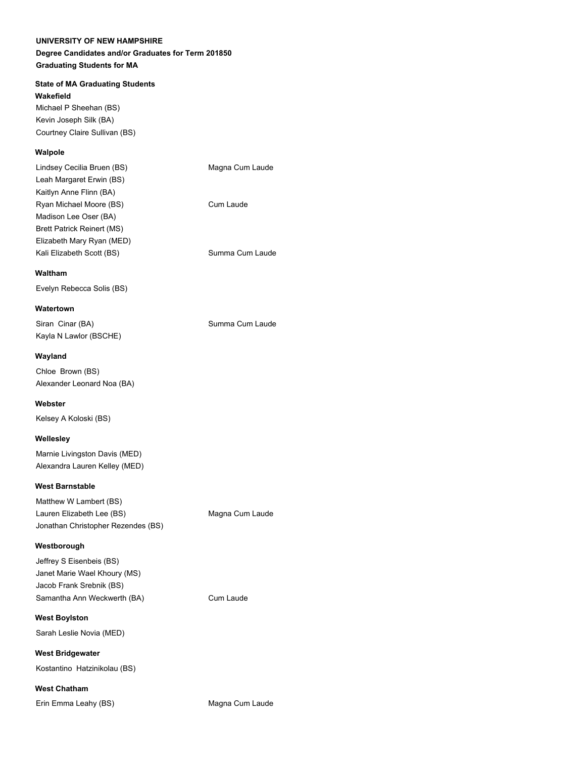**UNIVERSITY OF NEW HAMPSHIRE**

**Degree Candidates and/or Graduates for Term 201850**

**Graduating Students for MA**

**State of MA Graduating Students**

**Wakefield**

Michael P Sheehan (BS)
Kevin Joseph Silk (BA)
Courtney Claire Sullivan (BS)

**Walpole**

| | |
|---|---|
| Lindsey Cecilia Bruen (BS) | Magna Cum Laude |
| Leah Margaret Erwin (BS) | |
| Kaitlyn Anne Flinn (BA) | |
| Ryan Michael Moore (BS) | Cum Laude |
| Madison Lee Oser (BA) | |
| Brett Patrick Reinert (MS) | |
| Elizabeth Mary Ryan (MED) | |
| Kali Elizabeth Scott (BS) | Summa Cum Laude |

**Waltham**

Evelyn Rebecca Solis (BS)

**Watertown**

| | |
|---|---|
| Siran Cinar (BA) | Summa Cum Laude |
| Kayla N Lawlor (BSCHE) | |

**Wayland**

Chloe Brown (BS)
Alexander Leonard Noa (BA)

**Webster**

Kelsey A Koloski (BS)

**Wellesley**

Marnie Livingston Davis (MED)
Alexandra Lauren Kelley (MED)

**West Barnstable**

| | |
|---|---|
| Matthew W Lambert (BS) | |
| Lauren Elizabeth Lee (BS) | Magna Cum Laude |
| Jonathan Christopher Rezendes (BS) | |

**Westborough**

| | |
|---|---|
| Jeffrey S Eisenbeis (BS) | |
| Janet Marie Wael Khoury (MS) | |
| Jacob Frank Srebnik (BS) | |
| Samantha Ann Weckwerth (BA) | Cum Laude |

**West Boylston**

Sarah Leslie Novia (MED)

**West Bridgewater**

Kostantino Hatzinikolau (BS)

**West Chatham**

| | |
|---|---|
| Erin Emma Leahy (BS) | Magna Cum Laude |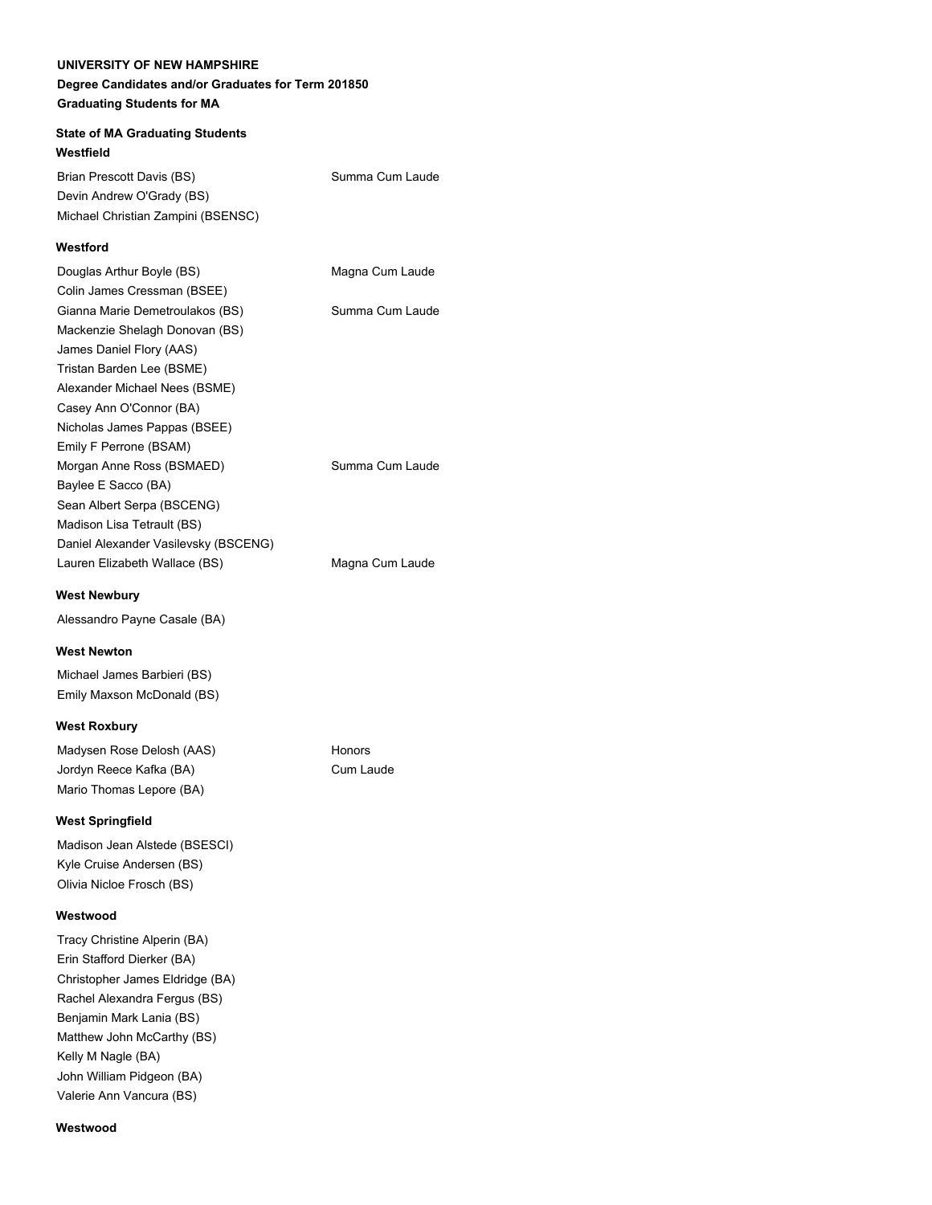**UNIVERSITY OF NEW HAMPSHIRE**

**Degree Candidates and/or Graduates for Term 201850**

**Graduating Students for MA**

**State of MA Graduating Students**

**Westfield**

| | |
|---|---|
| Brian Prescott Davis (BS) | Summa Cum Laude |
| Devin Andrew O'Grady (BS) | |
| Michael Christian Zampini (BSENSC) | |

**Westford**

| | |
|---|---|
| Douglas Arthur Boyle (BS) | Magna Cum Laude |
| Colin James Cressman (BSEE) | |
| Gianna Marie Demetroulakos (BS) | Summa Cum Laude |
| Mackenzie Shelagh Donovan (BS) | |
| James Daniel Flory (AAS) | |
| Tristan Barden Lee (BSME) | |
| Alexander Michael Nees (BSME) | |
| Casey Ann O'Connor (BA) | |
| Nicholas James Pappas (BSEE) | |
| Emily F Perrone (BSAM) | |
| Morgan Anne Ross (BSMAED) | Summa Cum Laude |
| Baylee E Sacco (BA) | |
| Sean Albert Serpa (BSCENG) | |
| Madison Lisa Tetrault (BS) | |
| Daniel Alexander Vasilevsky (BSCENG) | |
| Lauren Elizabeth Wallace (BS) | Magna Cum Laude |

**West Newbury**

Alessandro Payne Casale (BA)

**West Newton**

Michael James Barbieri (BS)
Emily Maxson McDonald (BS)

**West Roxbury**

| | |
|---|---|
| Madysen Rose Delosh (AAS) | Honors |
| Jordyn Reece Kafka (BA) | Cum Laude |
| Mario Thomas Lepore (BA) | |

**West Springfield**

Madison Jean Alstede (BSESCI)
Kyle Cruise Andersen (BS)
Olivia Nicloe Frosch (BS)

**Westwood**

Tracy Christine Alperin (BA)
Erin Stafford Dierker (BA)
Christopher James Eldridge (BA)
Rachel Alexandra Fergus (BS)
Benjamin Mark Lania (BS)
Matthew John McCarthy (BS)
Kelly M Nagle (BA)
John William Pidgeon (BA)
Valerie Ann Vancura (BS)

**Westwood**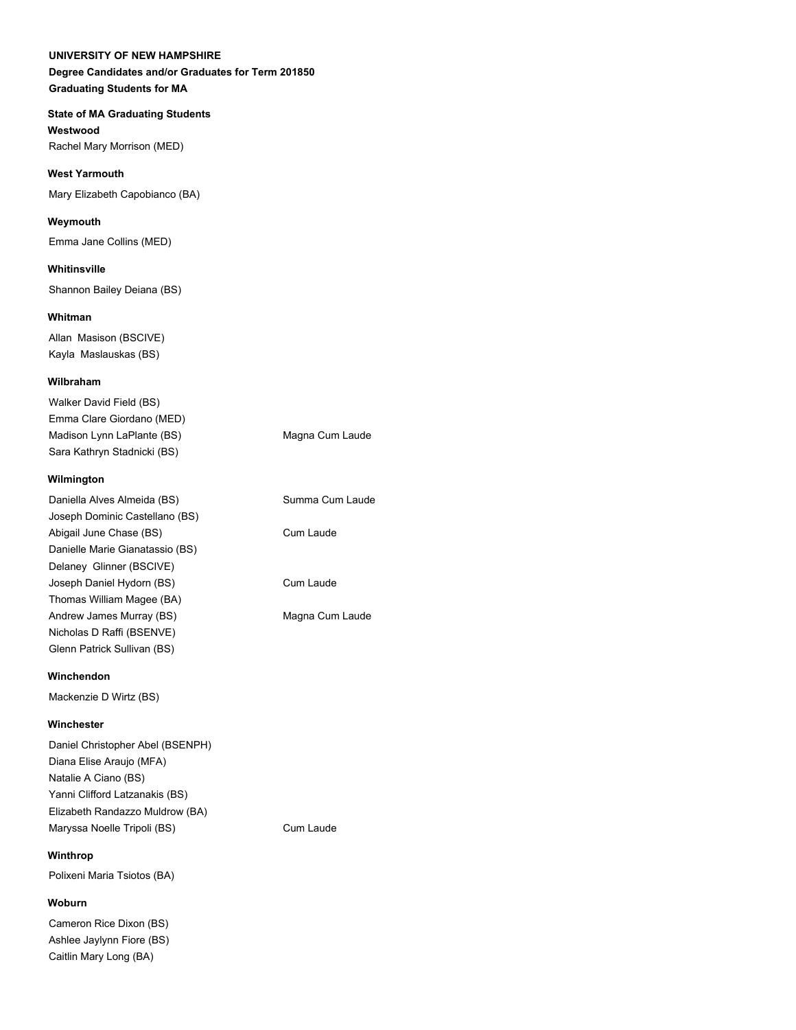**UNIVERSITY OF NEW HAMPSHIRE**

**Degree Candidates and/or Graduates for Term 201850**

**Graduating Students for MA**

**State of MA Graduating Students**

**Westwood**

Rachel Mary Morrison (MED)

**West Yarmouth**

Mary Elizabeth Capobianco (BA)

**Weymouth**

Emma Jane Collins (MED)

**Whitinsville**

Shannon Bailey Deiana (BS)

**Whitman**

Allan Masison (BSCIVE)
Kayla Maslauskas (BS)

**Wilbraham**

Walker David Field (BS)
Emma Clare Giordano (MED)
Madison Lynn LaPlante (BS) Magna Cum Laude
Sara Kathryn Stadnicki (BS)

**Wilmington**

Daniella Alves Almeida (BS) Summa Cum Laude
Joseph Dominic Castellano (BS)
Abigail June Chase (BS) Cum Laude
Danielle Marie Gianatassio (BS)
Delaney Glinner (BSCIVE)
Joseph Daniel Hydorn (BS) Cum Laude
Thomas William Magee (BA)
Andrew James Murray (BS) Magna Cum Laude
Nicholas D Raffi (BSENVE)
Glenn Patrick Sullivan (BS)

**Winchendon**

Mackenzie D Wirtz (BS)

**Winchester**

Daniel Christopher Abel (BSENPH)
Diana Elise Araujo (MFA)
Natalie A Ciano (BS)
Yanni Clifford Latzanakis (BS)
Elizabeth Randazzo Muldrow (BA)
Maryssa Noelle Tripoli (BS) Cum Laude

**Winthrop**

Polixeni Maria Tsiotos (BA)

**Woburn**

Cameron Rice Dixon (BS)
Ashlee Jaylynn Fiore (BS)
Caitlin Mary Long (BA)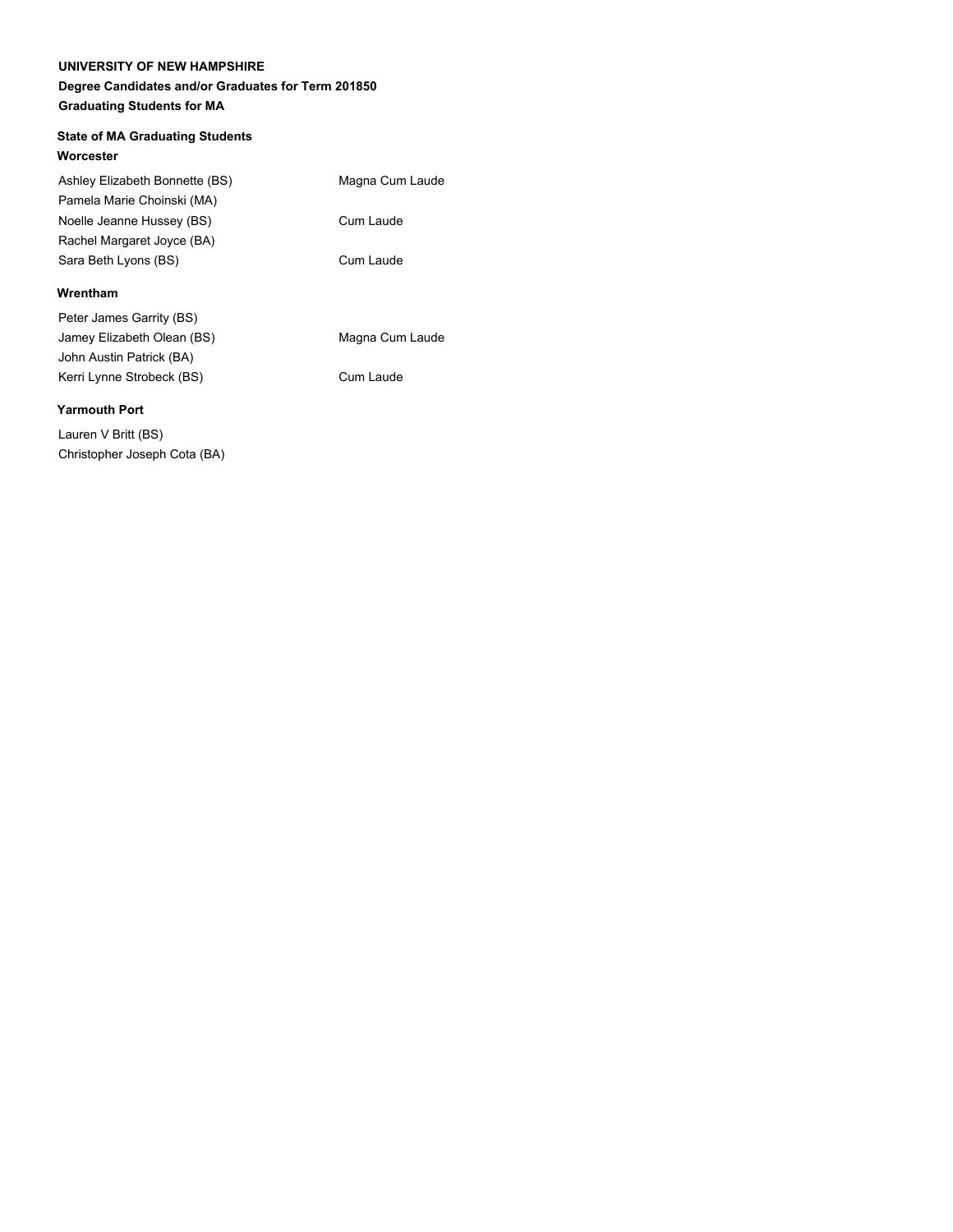**UNIVERSITY OF NEW HAMPSHIRE**

**Degree Candidates and/or Graduates for Term 201850**

**Graduating Students for MA**

**State of MA Graduating Students**

**Worcester**

| | |
|---|---|
| Ashley Elizabeth Bonnette (BS) | Magna Cum Laude |
| Pamela Marie Choinski (MA) | |
| Noelle Jeanne Hussey (BS) | Cum Laude |
| Rachel Margaret Joyce (BA) | |
| Sara Beth Lyons (BS) | Cum Laude |

**Wrentham**

| | |
|---|---|
| Peter James Garrity (BS) | |
| Jamey Elizabeth Olean (BS) | Magna Cum Laude |
| John Austin Patrick (BA) | |
| Kerri Lynne Strobeck (BS) | Cum Laude |

**Yarmouth Port**

Lauren V Britt (BS)

Christopher Joseph Cota (BA)